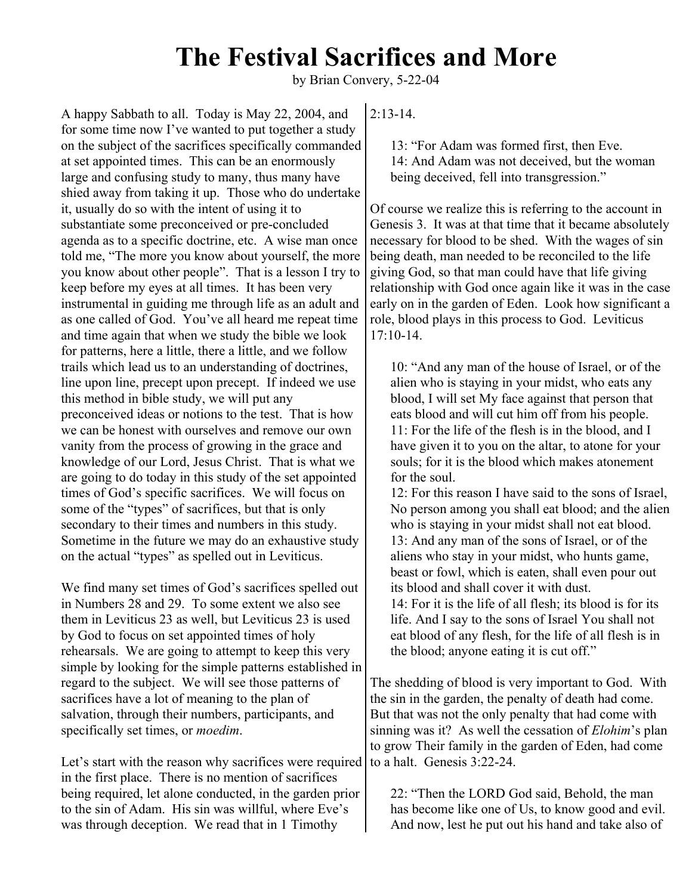# The Festival Sacrifices and More

by Brian Convery, 5-22-04

A happy Sabbath to all. Today is May 22, 2004, and for some time now I've wanted to put together a study on the subject of the sacrifices specifically commanded at set appointed times. This can be an enormously large and confusing study to many, thus many have shied away from taking it up. Those who do undertake it, usually do so with the intent of using it to substantiate some preconceived or pre-concluded agenda as to a specific doctrine, etc. A wise man once told me, "The more you know about yourself, the more you know about other people". That is a lesson I try to keep before my eyes at all times. It has been very instrumental in guiding me through life as an adult and as one called of God. You've all heard me repeat time and time again that when we study the bible we look for patterns, here a little, there a little, and we follow trails which lead us to an understanding of doctrines, line upon line, precept upon precept. If indeed we use this method in bible study, we will put any preconceived ideas or notions to the test. That is how we can be honest with ourselves and remove our own vanity from the process of growing in the grace and knowledge of our Lord, Jesus Christ. That is what we are going to do today in this study of the set appointed times of God's specific sacrifices. We will focus on some of the "types" of sacrifices, but that is only secondary to their times and numbers in this study. Sometime in the future we may do an exhaustive study on the actual "types" as spelled out in Leviticus.

We find many set times of God's sacrifices spelled out in Numbers 28 and 29. To some extent we also see them in Leviticus 23 as well, but Leviticus 23 is used by God to focus on set appointed times of holy rehearsals. We are going to attempt to keep this very simple by looking for the simple patterns established in regard to the subject. We will see those patterns of sacrifices have a lot of meaning to the plan of salvation, through their numbers, participants, and specifically set times, or *moedim*.

Let's start with the reason why sacrifices were required in the first place. There is no mention of sacrifices being required, let alone conducted, in the garden prior to the sin of Adam. His sin was willful, where Eve's was through deception. We read that in 1 Timothy 2:13-14.

> 13: "For Adam was formed first, then Eve.
> 14: And Adam was not deceived, but the woman being deceived, fell into transgression."

Of course we realize this is referring to the account in Genesis 3. It was at that time that it became absolutely necessary for blood to be shed. With the wages of sin being death, man needed to be reconciled to the life giving God, so that man could have that life giving relationship with God once again like it was in the case early on in the garden of Eden. Look how significant a role, blood plays in this process to God. Leviticus 17:10-14.

> 10: "And any man of the house of Israel, or of the alien who is staying in your midst, who eats any blood, I will set My face against that person that eats blood and will cut him off from his people.
> 11: For the life of the flesh is in the blood, and I have given it to you on the altar, to atone for your souls; for it is the blood which makes atonement for the soul.
> 12: For this reason I have said to the sons of Israel, No person among you shall eat blood; and the alien who is staying in your midst shall not eat blood.
> 13: And any man of the sons of Israel, or of the aliens who stay in your midst, who hunts game, beast or fowl, which is eaten, shall even pour out its blood and shall cover it with dust.
> 14: For it is the life of all flesh; its blood is for its life. And I say to the sons of Israel You shall not eat blood of any flesh, for the life of all flesh is in the blood; anyone eating it is cut off."

The shedding of blood is very important to God. With the sin in the garden, the penalty of death had come. But that was not the only penalty that had come with sinning was it? As well the cessation of *Elohim*'s plan to grow Their family in the garden of Eden, had come to a halt. Genesis 3:22-24.

> 22: "Then the LORD God said, Behold, the man has become like one of Us, to know good and evil. And now, lest he put out his hand and take also of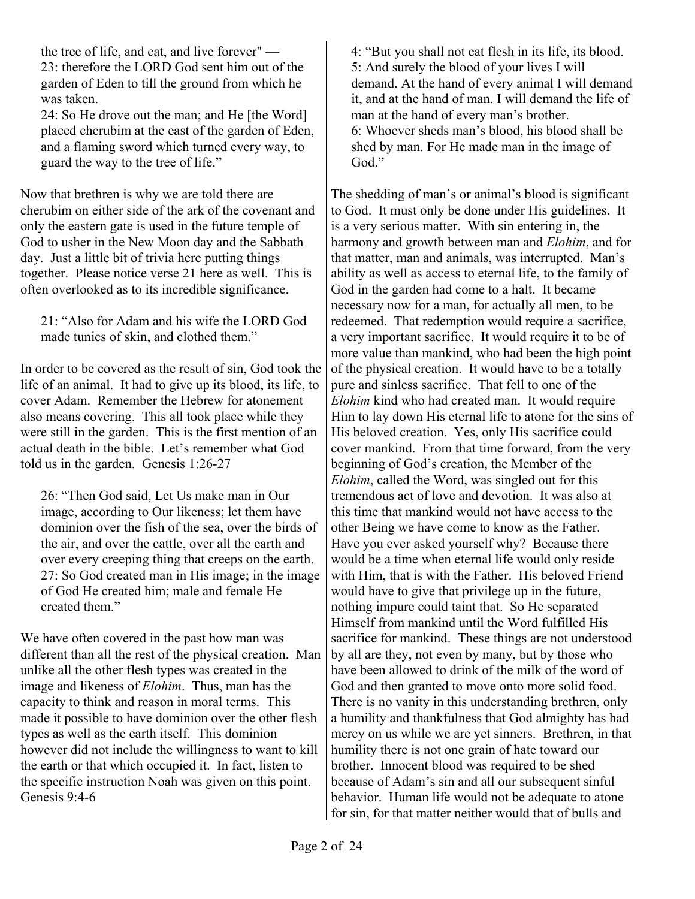> the tree of life, and eat, and live forever" —
> 23: therefore the LORD God sent him out of the garden of Eden to till the ground from which he was taken.
> 24: So He drove out the man; and He [the Word] placed cherubim at the east of the garden of Eden, and a flaming sword which turned every way, to guard the way to the tree of life."

Now that brethren is why we are told there are cherubim on either side of the ark of the covenant and only the eastern gate is used in the future temple of God to usher in the New Moon day and the Sabbath day. Just a little bit of trivia here putting things together. Please notice verse 21 here as well. This is often overlooked as to its incredible significance.

> 21: "Also for Adam and his wife the LORD God made tunics of skin, and clothed them."

In order to be covered as the result of sin, God took the life of an animal. It had to give up its blood, its life, to cover Adam. Remember the Hebrew for atonement also means covering. This all took place while they were still in the garden. This is the first mention of an actual death in the bible. Let's remember what God told us in the garden. Genesis 1:26-27

> 26: "Then God said, Let Us make man in Our image, according to Our likeness; let them have dominion over the fish of the sea, over the birds of the air, and over the cattle, over all the earth and over every creeping thing that creeps on the earth.
> 27: So God created man in His image; in the image of God He created him; male and female He created them."

We have often covered in the past how man was different than all the rest of the physical creation. Man unlike all the other flesh types was created in the image and likeness of *Elohim*. Thus, man has the capacity to think and reason in moral terms. This made it possible to have dominion over the other flesh types as well as the earth itself. This dominion however did not include the willingness to want to kill the earth or that which occupied it. In fact, listen to the specific instruction Noah was given on this point. Genesis 9:4-6

> 4: "But you shall not eat flesh in its life, its blood.
> 5: And surely the blood of your lives I will demand. At the hand of every animal I will demand it, and at the hand of man. I will demand the life of man at the hand of every man's brother.
> 6: Whoever sheds man's blood, his blood shall be shed by man. For He made man in the image of God."

The shedding of man's or animal's blood is significant to God. It must only be done under His guidelines. It is a very serious matter. With sin entering in, the harmony and growth between man and *Elohim*, and for that matter, man and animals, was interrupted. Man's ability as well as access to eternal life, to the family of God in the garden had come to a halt. It became necessary now for a man, for actually all men, to be redeemed. That redemption would require a sacrifice, a very important sacrifice. It would require it to be of more value than mankind, who had been the high point of the physical creation. It would have to be a totally pure and sinless sacrifice. That fell to one of the *Elohim* kind who had created man. It would require Him to lay down His eternal life to atone for the sins of His beloved creation. Yes, only His sacrifice could cover mankind. From that time forward, from the very beginning of God's creation, the Member of the *Elohim*, called the Word, was singled out for this tremendous act of love and devotion. It was also at this time that mankind would not have access to the other Being we have come to know as the Father. Have you ever asked yourself why? Because there would be a time when eternal life would only reside with Him, that is with the Father. His beloved Friend would have to give that privilege up in the future, nothing impure could taint that. So He separated Himself from mankind until the Word fulfilled His sacrifice for mankind. These things are not understood by all are they, not even by many, but by those who have been allowed to drink of the milk of the word of God and then granted to move onto more solid food. There is no vanity in this understanding brethren, only a humility and thankfulness that God almighty has had mercy on us while we are yet sinners. Brethren, in that humility there is not one grain of hate toward our brother. Innocent blood was required to be shed because of Adam's sin and all our subsequent sinful behavior. Human life would not be adequate to atone for sin, for that matter neither would that of bulls and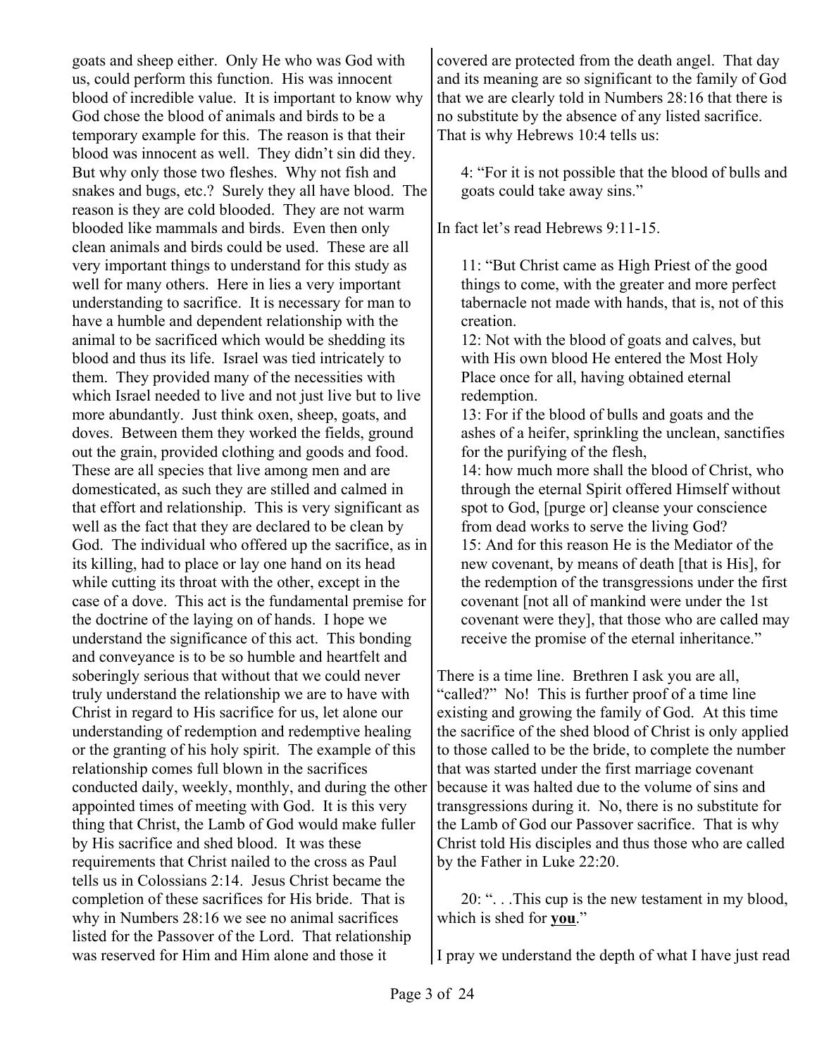goats and sheep either. Only He who was God with us, could perform this function. His was innocent blood of incredible value. It is important to know why God chose the blood of animals and birds to be a temporary example for this. The reason is that their blood was innocent as well. They didn't sin did they. But why only those two fleshes. Why not fish and snakes and bugs, etc.? Surely they all have blood. The reason is they are cold blooded. They are not warm blooded like mammals and birds. Even then only clean animals and birds could be used. These are all very important things to understand for this study as well for many others. Here in lies a very important understanding to sacrifice. It is necessary for man to have a humble and dependent relationship with the animal to be sacrificed which would be shedding its blood and thus its life. Israel was tied intricately to them. They provided many of the necessities with which Israel needed to live and not just live but to live more abundantly. Just think oxen, sheep, goats, and doves. Between them they worked the fields, ground out the grain, provided clothing and goods and food. These are all species that live among men and are domesticated, as such they are stilled and calmed in that effort and relationship. This is very significant as well as the fact that they are declared to be clean by God. The individual who offered up the sacrifice, as in its killing, had to place or lay one hand on its head while cutting its throat with the other, except in the case of a dove. This act is the fundamental premise for the doctrine of the laying on of hands. I hope we understand the significance of this act. This bonding and conveyance is to be so humble and heartfelt and soberingly serious that without that we could never truly understand the relationship we are to have with Christ in regard to His sacrifice for us, let alone our understanding of redemption and redemptive healing or the granting of his holy spirit. The example of this relationship comes full blown in the sacrifices conducted daily, weekly, monthly, and during the other appointed times of meeting with God. It is this very thing that Christ, the Lamb of God would make fuller by His sacrifice and shed blood. It was these requirements that Christ nailed to the cross as Paul tells us in Colossians 2:14. Jesus Christ became the completion of these sacrifices for His bride. That is why in Numbers 28:16 we see no animal sacrifices listed for the Passover of the Lord. That relationship was reserved for Him and Him alone and those it covered are protected from the death angel. That day and its meaning are so significant to the family of God that we are clearly told in Numbers 28:16 that there is no substitute by the absence of any listed sacrifice. That is why Hebrews 10:4 tells us:

> 4: "For it is not possible that the blood of bulls and goats could take away sins."

In fact let's read Hebrews 9:11-15.

> 11: "But Christ came as High Priest of the good things to come, with the greater and more perfect tabernacle not made with hands, that is, not of this creation.
> 12: Not with the blood of goats and calves, but with His own blood He entered the Most Holy Place once for all, having obtained eternal redemption.
> 13: For if the blood of bulls and goats and the ashes of a heifer, sprinkling the unclean, sanctifies for the purifying of the flesh,
> 14: how much more shall the blood of Christ, who through the eternal Spirit offered Himself without spot to God, [purge or] cleanse your conscience from dead works to serve the living God?
> 15: And for this reason He is the Mediator of the new covenant, by means of death [that is His], for the redemption of the transgressions under the first covenant [not all of mankind were under the 1st covenant were they], that those who are called may receive the promise of the eternal inheritance."

There is a time line. Brethren I ask you are all, "called?" No! This is further proof of a time line existing and growing the family of God. At this time the sacrifice of the shed blood of Christ is only applied to those called to be the bride, to complete the number that was started under the first marriage covenant because it was halted due to the volume of sins and transgressions during it. No, there is no substitute for the Lamb of God our Passover sacrifice. That is why Christ told His disciples and thus those who are called by the Father in Luke 22:20.

> 20: ". . .This cup is the new testament in my blood, which is shed for **<u>you</u>**."

I pray we understand the depth of what I have just read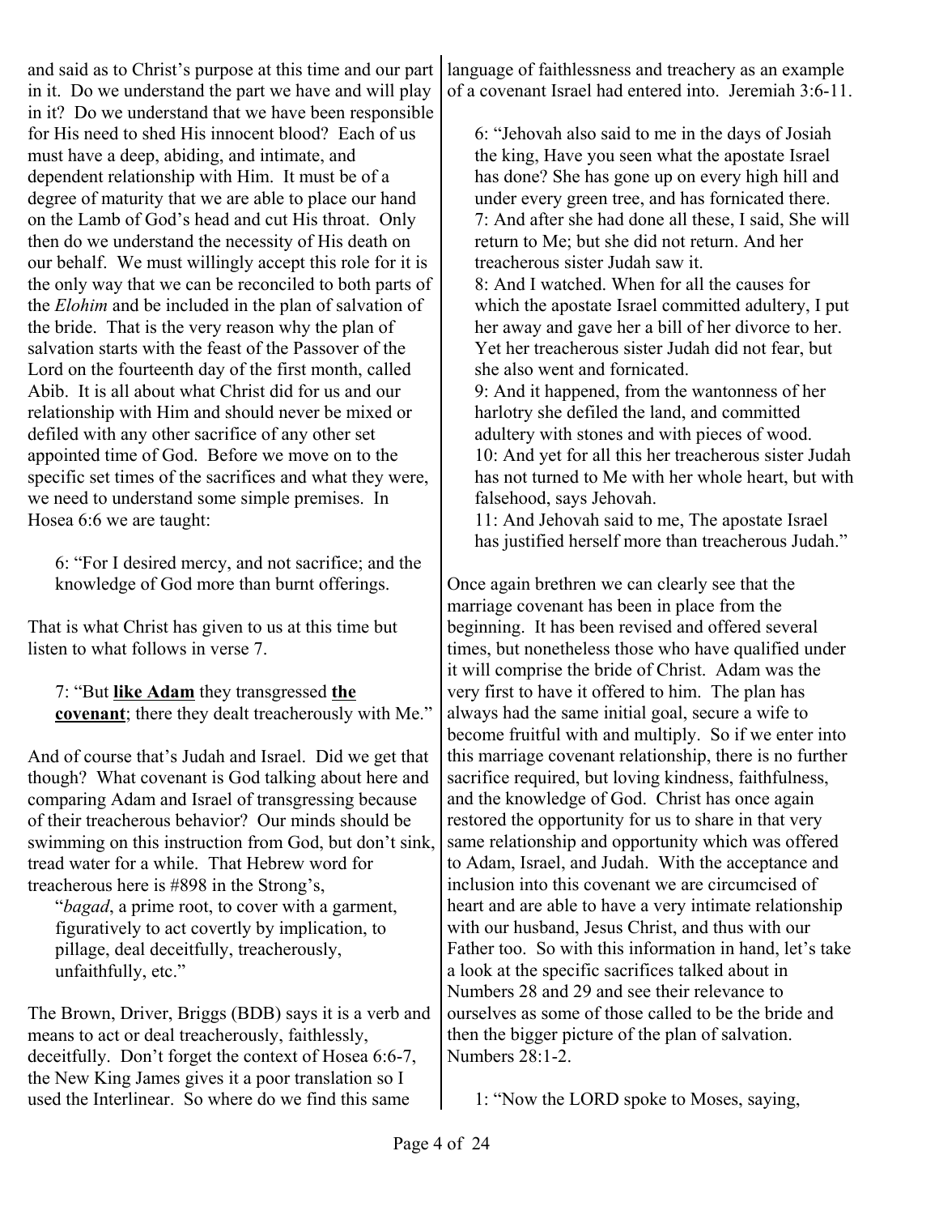and said as to Christ's purpose at this time and our part in it. Do we understand the part we have and will play in it? Do we understand that we have been responsible for His need to shed His innocent blood? Each of us must have a deep, abiding, and intimate, and dependent relationship with Him. It must be of a degree of maturity that we are able to place our hand on the Lamb of God's head and cut His throat. Only then do we understand the necessity of His death on our behalf. We must willingly accept this role for it is the only way that we can be reconciled to both parts of the *Elohim* and be included in the plan of salvation of the bride. That is the very reason why the plan of salvation starts with the feast of the Passover of the Lord on the fourteenth day of the first month, called Abib. It is all about what Christ did for us and our relationship with Him and should never be mixed or defiled with any other sacrifice of any other set appointed time of God. Before we move on to the specific set times of the sacrifices and what they were, we need to understand some simple premises. In Hosea 6:6 we are taught:

> 6: "For I desired mercy, and not sacrifice; and the knowledge of God more than burnt offerings.

That is what Christ has given to us at this time but listen to what follows in verse 7.

> 7: "But **like Adam** they transgressed **the covenant**; there they dealt treacherously with Me."

And of course that's Judah and Israel. Did we get that though? What covenant is God talking about here and comparing Adam and Israel of transgressing because of their treacherous behavior? Our minds should be swimming on this instruction from God, but don't sink, tread water for a while. That Hebrew word for treacherous here is #898 in the Strong's,

> "*bagad*, a prime root, to cover with a garment, figuratively to act covertly by implication, to pillage, deal deceitfully, treacherously, unfaithfully, etc."

The Brown, Driver, Briggs (BDB) says it is a verb and means to act or deal treacherously, faithlessly, deceitfully. Don't forget the context of Hosea 6:6-7, the New King James gives it a poor translation so I used the Interlinear. So where do we find this same language of faithlessness and treachery as an example of a covenant Israel had entered into. Jeremiah 3:6-11.

> 6: "Jehovah also said to me in the days of Josiah the king, Have you seen what the apostate Israel has done? She has gone up on every high hill and under every green tree, and has fornicated there.
> 7: And after she had done all these, I said, She will return to Me; but she did not return. And her treacherous sister Judah saw it.
> 8: And I watched. When for all the causes for which the apostate Israel committed adultery, I put her away and gave her a bill of her divorce to her. Yet her treacherous sister Judah did not fear, but she also went and fornicated.
> 9: And it happened, from the wantonness of her harlotry she defiled the land, and committed adultery with stones and with pieces of wood.
> 10: And yet for all this her treacherous sister Judah has not turned to Me with her whole heart, but with falsehood, says Jehovah.
> 11: And Jehovah said to me, The apostate Israel has justified herself more than treacherous Judah."

Once again brethren we can clearly see that the marriage covenant has been in place from the beginning. It has been revised and offered several times, but nonetheless those who have qualified under it will comprise the bride of Christ. Adam was the very first to have it offered to him. The plan has always had the same initial goal, secure a wife to become fruitful with and multiply. So if we enter into this marriage covenant relationship, there is no further sacrifice required, but loving kindness, faithfulness, and the knowledge of God. Christ has once again restored the opportunity for us to share in that very same relationship and opportunity which was offered to Adam, Israel, and Judah. With the acceptance and inclusion into this covenant we are circumcised of heart and are able to have a very intimate relationship with our husband, Jesus Christ, and thus with our Father too. So with this information in hand, let's take a look at the specific sacrifices talked about in Numbers 28 and 29 and see their relevance to ourselves as some of those called to be the bride and then the bigger picture of the plan of salvation. Numbers 28:1-2.

> 1: "Now the LORD spoke to Moses, saying,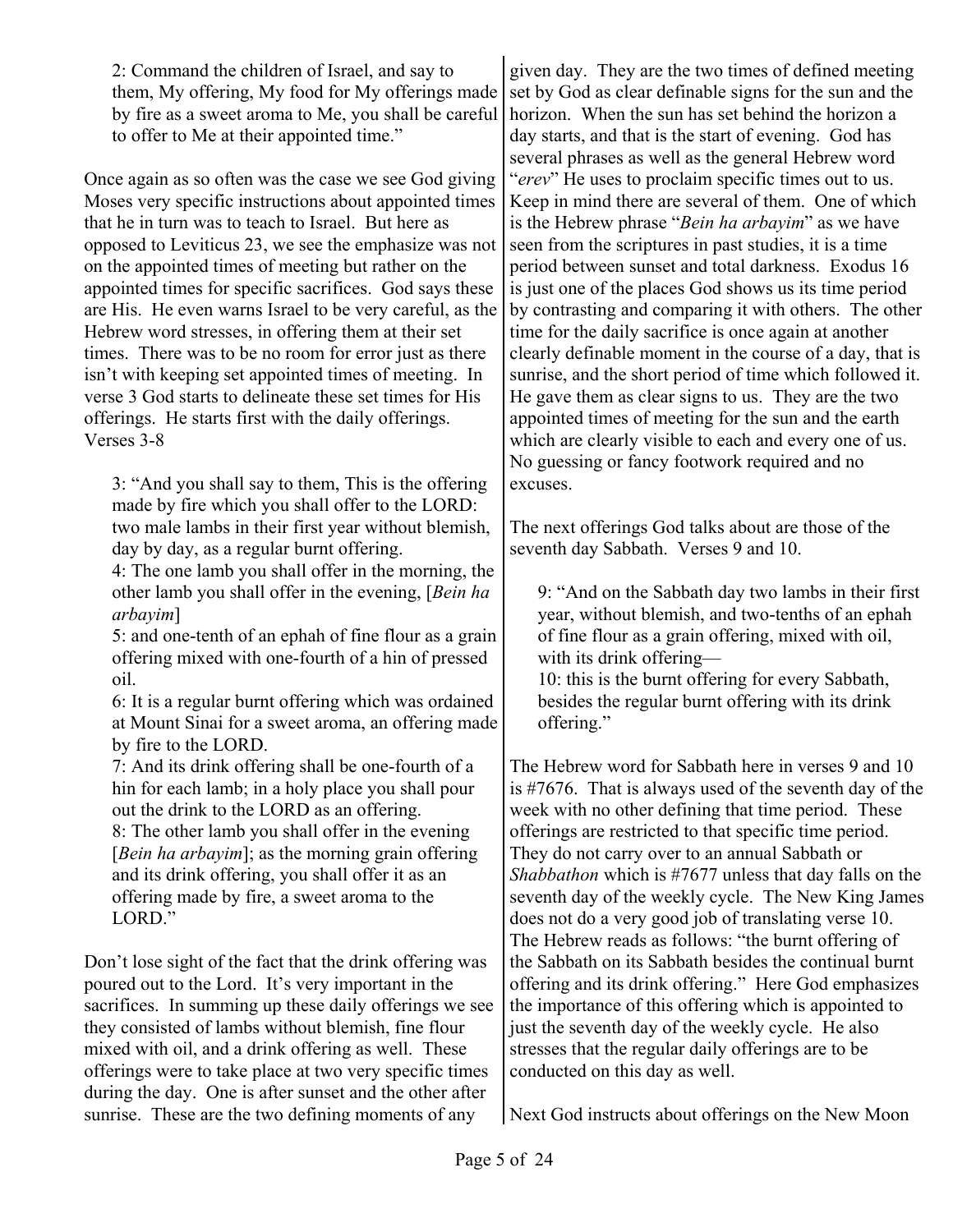> 2: Command the children of Israel, and say to them, My offering, My food for My offerings made by fire as a sweet aroma to Me, you shall be careful to offer to Me at their appointed time."

Once again as so often was the case we see God giving Moses very specific instructions about appointed times that he in turn was to teach to Israel. But here as opposed to Leviticus 23, we see the emphasize was not on the appointed times of meeting but rather on the appointed times for specific sacrifices. God says these are His. He even warns Israel to be very careful, as the Hebrew word stresses, in offering them at their set times. There was to be no room for error just as there isn't with keeping set appointed times of meeting. In verse 3 God starts to delineate these set times for His offerings. He starts first with the daily offerings. Verses 3-8

> 3: "And you shall say to them, This is the offering made by fire which you shall offer to the LORD: two male lambs in their first year without blemish, day by day, as a regular burnt offering.
> 4: The one lamb you shall offer in the morning, the other lamb you shall offer in the evening, [*Bein ha arbayim*]
> 5: and one-tenth of an ephah of fine flour as a grain offering mixed with one-fourth of a hin of pressed oil.
> 6: It is a regular burnt offering which was ordained at Mount Sinai for a sweet aroma, an offering made by fire to the LORD.
> 7: And its drink offering shall be one-fourth of a hin for each lamb; in a holy place you shall pour out the drink to the LORD as an offering.
> 8: The other lamb you shall offer in the evening [*Bein ha arbayim*]; as the morning grain offering and its drink offering, you shall offer it as an offering made by fire, a sweet aroma to the LORD."

Don't lose sight of the fact that the drink offering was poured out to the Lord. It's very important in the sacrifices. In summing up these daily offerings we see they consisted of lambs without blemish, fine flour mixed with oil, and a drink offering as well. These offerings were to take place at two very specific times during the day. One is after sunset and the other after sunrise. These are the two defining moments of any given day. They are the two times of defined meeting set by God as clear definable signs for the sun and the horizon. When the sun has set behind the horizon a day starts, and that is the start of evening. God has several phrases as well as the general Hebrew word "*erev*" He uses to proclaim specific times out to us. Keep in mind there are several of them. One of which is the Hebrew phrase "*Bein ha arbayim*" as we have seen from the scriptures in past studies, it is a time period between sunset and total darkness. Exodus 16 is just one of the places God shows us its time period by contrasting and comparing it with others. The other time for the daily sacrifice is once again at another clearly definable moment in the course of a day, that is sunrise, and the short period of time which followed it. He gave them as clear signs to us. They are the two appointed times of meeting for the sun and the earth which are clearly visible to each and every one of us. No guessing or fancy footwork required and no excuses.

The next offerings God talks about are those of the seventh day Sabbath. Verses 9 and 10.

> 9: "And on the Sabbath day two lambs in their first year, without blemish, and two-tenths of an ephah of fine flour as a grain offering, mixed with oil, with its drink offering—
> 10: this is the burnt offering for every Sabbath, besides the regular burnt offering with its drink offering."

The Hebrew word for Sabbath here in verses 9 and 10 is #7676. That is always used of the seventh day of the week with no other defining that time period. These offerings are restricted to that specific time period. They do not carry over to an annual Sabbath or *Shabbathon* which is #7677 unless that day falls on the seventh day of the weekly cycle. The New King James does not do a very good job of translating verse 10. The Hebrew reads as follows: "the burnt offering of the Sabbath on its Sabbath besides the continual burnt offering and its drink offering." Here God emphasizes the importance of this offering which is appointed to just the seventh day of the weekly cycle. He also stresses that the regular daily offerings are to be conducted on this day as well.

Next God instructs about offerings on the New Moon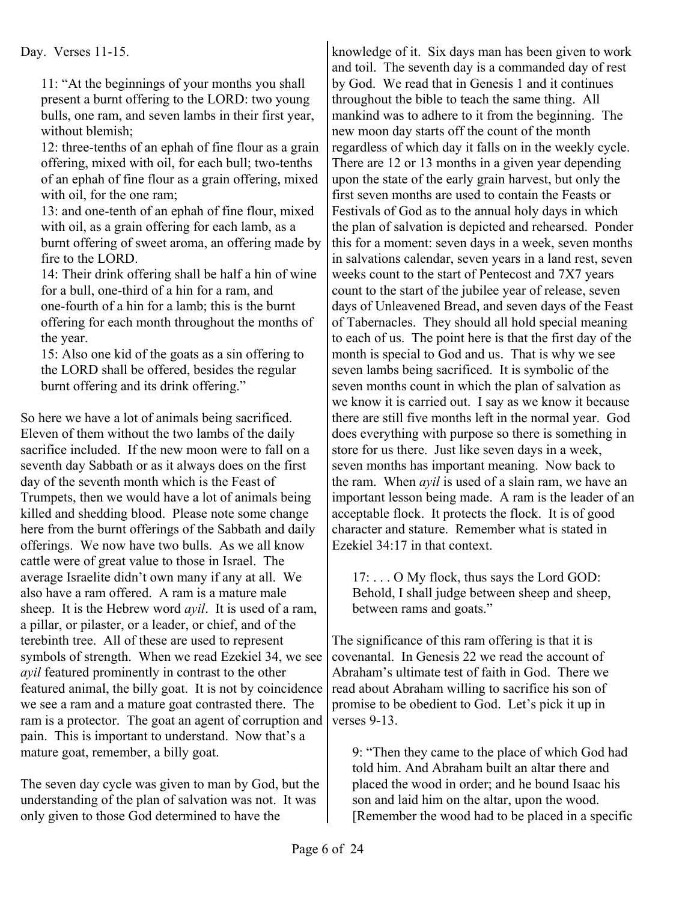Day. Verses 11-15.

> 11: "At the beginnings of your months you shall present a burnt offering to the LORD: two young bulls, one ram, and seven lambs in their first year, without blemish;
> 12: three-tenths of an ephah of fine flour as a grain offering, mixed with oil, for each bull; two-tenths of an ephah of fine flour as a grain offering, mixed with oil, for the one ram;
> 13: and one-tenth of an ephah of fine flour, mixed with oil, as a grain offering for each lamb, as a burnt offering of sweet aroma, an offering made by fire to the LORD.
> 14: Their drink offering shall be half a hin of wine for a bull, one-third of a hin for a ram, and one-fourth of a hin for a lamb; this is the burnt offering for each month throughout the months of the year.
> 15: Also one kid of the goats as a sin offering to the LORD shall be offered, besides the regular burnt offering and its drink offering."

So here we have a lot of animals being sacrificed. Eleven of them without the two lambs of the daily sacrifice included. If the new moon were to fall on a seventh day Sabbath or as it always does on the first day of the seventh month which is the Feast of Trumpets, then we would have a lot of animals being killed and shedding blood. Please note some change here from the burnt offerings of the Sabbath and daily offerings. We now have two bulls. As we all know cattle were of great value to those in Israel. The average Israelite didn't own many if any at all. We also have a ram offered. A ram is a mature male sheep. It is the Hebrew word *ayil*. It is used of a ram, a pillar, or pilaster, or a leader, or chief, and of the terebinth tree. All of these are used to represent symbols of strength. When we read Ezekiel 34, we see *ayil* featured prominently in contrast to the other featured animal, the billy goat. It is not by coincidence we see a ram and a mature goat contrasted there. The ram is a protector. The goat an agent of corruption and pain. This is important to understand. Now that's a mature goat, remember, a billy goat.

The seven day cycle was given to man by God, but the understanding of the plan of salvation was not. It was only given to those God determined to have the knowledge of it. Six days man has been given to work and toil. The seventh day is a commanded day of rest by God. We read that in Genesis 1 and it continues throughout the bible to teach the same thing. All mankind was to adhere to it from the beginning. The new moon day starts off the count of the month regardless of which day it falls on in the weekly cycle. There are 12 or 13 months in a given year depending upon the state of the early grain harvest, but only the first seven months are used to contain the Feasts or Festivals of God as to the annual holy days in which the plan of salvation is depicted and rehearsed. Ponder this for a moment: seven days in a week, seven months in salvations calendar, seven years in a land rest, seven weeks count to the start of Pentecost and 7X7 years count to the start of the jubilee year of release, seven days of Unleavened Bread, and seven days of the Feast of Tabernacles. They should all hold special meaning to each of us. The point here is that the first day of the month is special to God and us. That is why we see seven lambs being sacrificed. It is symbolic of the seven months count in which the plan of salvation as we know it is carried out. I say as we know it because there are still five months left in the normal year. God does everything with purpose so there is something in store for us there. Just like seven days in a week, seven months has important meaning. Now back to the ram. When *ayil* is used of a slain ram, we have an important lesson being made. A ram is the leader of an acceptable flock. It protects the flock. It is of good character and stature. Remember what is stated in Ezekiel 34:17 in that context.

> 17: . . . O My flock, thus says the Lord GOD: Behold, I shall judge between sheep and sheep, between rams and goats."

The significance of this ram offering is that it is covenantal. In Genesis 22 we read the account of Abraham's ultimate test of faith in God. There we read about Abraham willing to sacrifice his son of promise to be obedient to God. Let's pick it up in verses 9-13.

> 9: "Then they came to the place of which God had told him. And Abraham built an altar there and placed the wood in order; and he bound Isaac his son and laid him on the altar, upon the wood. [Remember the wood had to be placed in a specific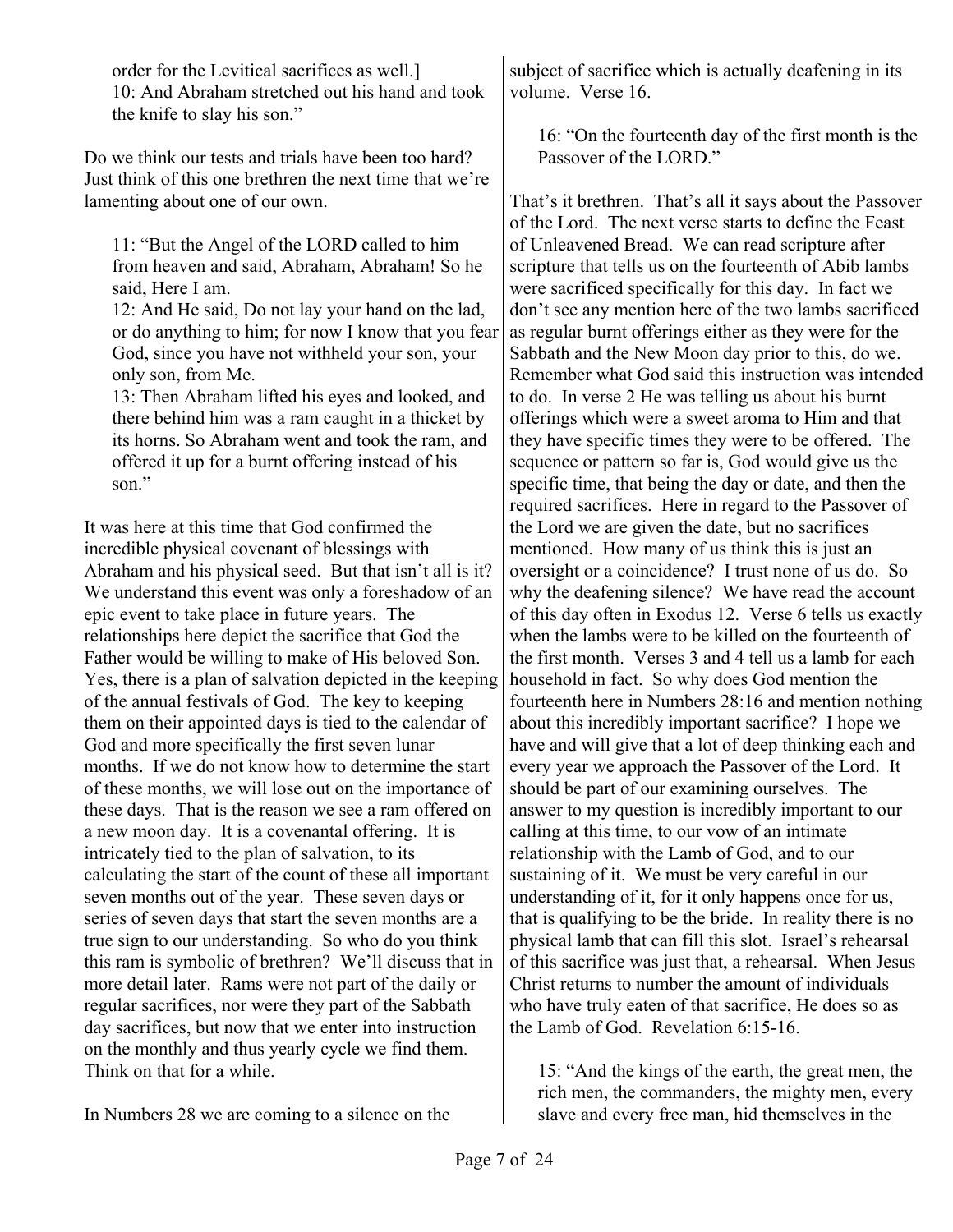order for the Levitical sacrifices as well.]
10: And Abraham stretched out his hand and took the knife to slay his son."

Do we think our tests and trials have been too hard? Just think of this one brethren the next time that we're lamenting about one of our own.

> 11: "But the Angel of the LORD called to him from heaven and said, Abraham, Abraham! So he said, Here I am.
> 12: And He said, Do not lay your hand on the lad, or do anything to him; for now I know that you fear God, since you have not withheld your son, your only son, from Me.
> 13: Then Abraham lifted his eyes and looked, and there behind him was a ram caught in a thicket by its horns. So Abraham went and took the ram, and offered it up for a burnt offering instead of his son."

It was here at this time that God confirmed the incredible physical covenant of blessings with Abraham and his physical seed. But that isn't all is it? We understand this event was only a foreshadow of an epic event to take place in future years. The relationships here depict the sacrifice that God the Father would be willing to make of His beloved Son. Yes, there is a plan of salvation depicted in the keeping of the annual festivals of God. The key to keeping them on their appointed days is tied to the calendar of God and more specifically the first seven lunar months. If we do not know how to determine the start of these months, we will lose out on the importance of these days. That is the reason we see a ram offered on a new moon day. It is a covenantal offering. It is intricately tied to the plan of salvation, to its calculating the start of the count of these all important seven months out of the year. These seven days or series of seven days that start the seven months are a true sign to our understanding. So who do you think this ram is symbolic of brethren? We'll discuss that in more detail later. Rams were not part of the daily or regular sacrifices, nor were they part of the Sabbath day sacrifices, but now that we enter into instruction on the monthly and thus yearly cycle we find them. Think on that for a while.

In Numbers 28 we are coming to a silence on the subject of sacrifice which is actually deafening in its volume. Verse 16.

> 16: "On the fourteenth day of the first month is the Passover of the LORD."

That's it brethren. That's all it says about the Passover of the Lord. The next verse starts to define the Feast of Unleavened Bread. We can read scripture after scripture that tells us on the fourteenth of Abib lambs were sacrificed specifically for this day. In fact we don't see any mention here of the two lambs sacrificed as regular burnt offerings either as they were for the Sabbath and the New Moon day prior to this, do we. Remember what God said this instruction was intended to do. In verse 2 He was telling us about his burnt offerings which were a sweet aroma to Him and that they have specific times they were to be offered. The sequence or pattern so far is, God would give us the specific time, that being the day or date, and then the required sacrifices. Here in regard to the Passover of the Lord we are given the date, but no sacrifices mentioned. How many of us think this is just an oversight or a coincidence? I trust none of us do. So why the deafening silence? We have read the account of this day often in Exodus 12. Verse 6 tells us exactly when the lambs were to be killed on the fourteenth of the first month. Verses 3 and 4 tell us a lamb for each household in fact. So why does God mention the fourteenth here in Numbers 28:16 and mention nothing about this incredibly important sacrifice? I hope we have and will give that a lot of deep thinking each and every year we approach the Passover of the Lord. It should be part of our examining ourselves. The answer to my question is incredibly important to our calling at this time, to our vow of an intimate relationship with the Lamb of God, and to our sustaining of it. We must be very careful in our understanding of it, for it only happens once for us, that is qualifying to be the bride. In reality there is no physical lamb that can fill this slot. Israel's rehearsal of this sacrifice was just that, a rehearsal. When Jesus Christ returns to number the amount of individuals who have truly eaten of that sacrifice, He does so as the Lamb of God. Revelation 6:15-16.

> 15: "And the kings of the earth, the great men, the rich men, the commanders, the mighty men, every slave and every free man, hid themselves in the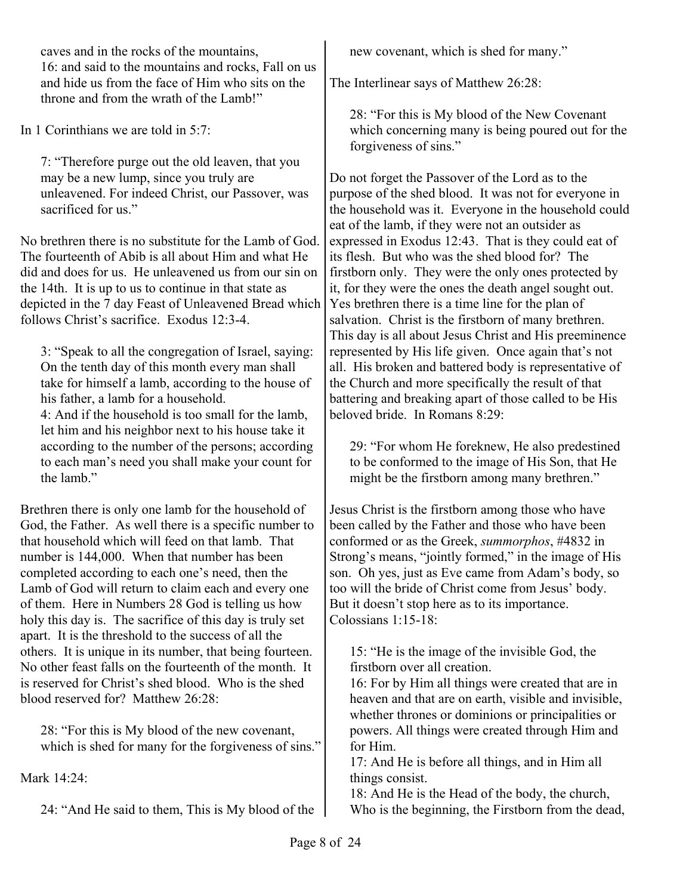> caves and in the rocks of the mountains,
> 16: and said to the mountains and rocks, Fall on us and hide us from the face of Him who sits on the throne and from the wrath of the Lamb!"

In 1 Corinthians we are told in 5:7:

> 7: "Therefore purge out the old leaven, that you may be a new lump, since you truly are unleavened. For indeed Christ, our Passover, was sacrificed for us."

No brethren there is no substitute for the Lamb of God. The fourteenth of Abib is all about Him and what He did and does for us. He unleavened us from our sin on the 14th. It is up to us to continue in that state as depicted in the 7 day Feast of Unleavened Bread which follows Christ's sacrifice. Exodus 12:3-4.

> 3: "Speak to all the congregation of Israel, saying: On the tenth day of this month every man shall take for himself a lamb, according to the house of his father, a lamb for a household.
> 4: And if the household is too small for the lamb, let him and his neighbor next to his house take it according to the number of the persons; according to each man's need you shall make your count for the lamb."

Brethren there is only one lamb for the household of God, the Father. As well there is a specific number to that household which will feed on that lamb. That number is 144,000. When that number has been completed according to each one's need, then the Lamb of God will return to claim each and every one of them. Here in Numbers 28 God is telling us how holy this day is. The sacrifice of this day is truly set apart. It is the threshold to the success of all the others. It is unique in its number, that being fourteen. No other feast falls on the fourteenth of the month. It is reserved for Christ's shed blood. Who is the shed blood reserved for? Matthew 26:28:

> 28: "For this is My blood of the new covenant, which is shed for many for the forgiveness of sins."

Mark 14:24:

> 24: "And He said to them, This is My blood of the new covenant, which is shed for many."

The Interlinear says of Matthew 26:28:

> 28: "For this is My blood of the New Covenant which concerning many is being poured out for the forgiveness of sins."

Do not forget the Passover of the Lord as to the purpose of the shed blood. It was not for everyone in the household was it. Everyone in the household could eat of the lamb, if they were not an outsider as expressed in Exodus 12:43. That is they could eat of its flesh. But who was the shed blood for? The firstborn only. They were the only ones protected by it, for they were the ones the death angel sought out. Yes brethren there is a time line for the plan of salvation. Christ is the firstborn of many brethren. This day is all about Jesus Christ and His preeminence represented by His life given. Once again that's not all. His broken and battered body is representative of the Church and more specifically the result of that battering and breaking apart of those called to be His beloved bride. In Romans 8:29:

> 29: "For whom He foreknew, He also predestined to be conformed to the image of His Son, that He might be the firstborn among many brethren."

Jesus Christ is the firstborn among those who have been called by the Father and those who have been conformed or as the Greek, *summorphos*, #4832 in Strong's means, "jointly formed," in the image of His son. Oh yes, just as Eve came from Adam's body, so too will the bride of Christ come from Jesus' body. But it doesn't stop here as to its importance. Colossians 1:15-18:

> 15: "He is the image of the invisible God, the firstborn over all creation.
> 16: For by Him all things were created that are in heaven and that are on earth, visible and invisible, whether thrones or dominions or principalities or powers. All things were created through Him and for Him.
> 17: And He is before all things, and in Him all things consist.
> 18: And He is the Head of the body, the church, Who is the beginning, the Firstborn from the dead,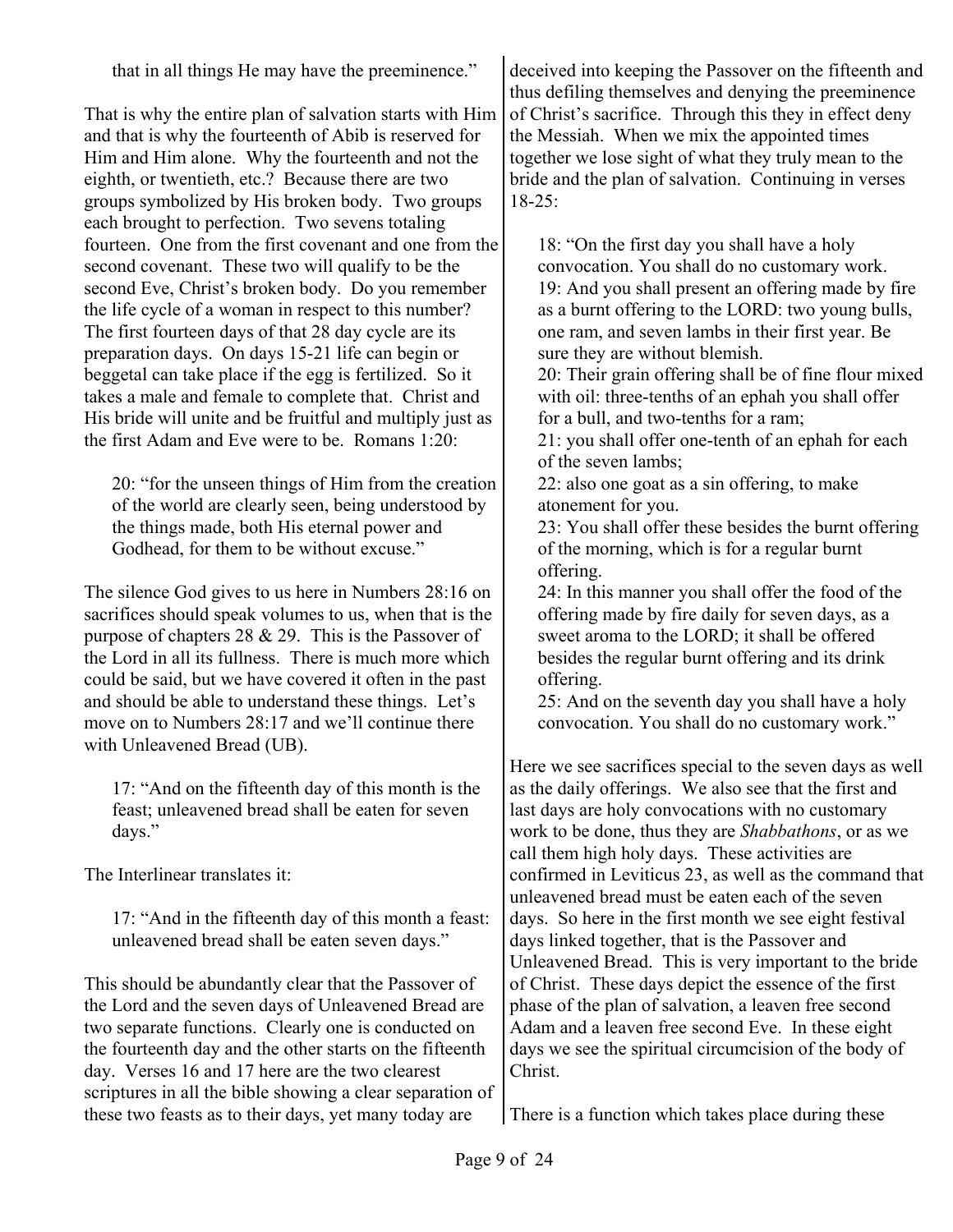that in all things He may have the preeminence."

That is why the entire plan of salvation starts with Him and that is why the fourteenth of Abib is reserved for Him and Him alone. Why the fourteenth and not the eighth, or twentieth, etc.? Because there are two groups symbolized by His broken body. Two groups each brought to perfection. Two sevens totaling fourteen. One from the first covenant and one from the second covenant. These two will qualify to be the second Eve, Christ's broken body. Do you remember the life cycle of a woman in respect to this number? The first fourteen days of that 28 day cycle are its preparation days. On days 15-21 life can begin or beggetal can take place if the egg is fertilized. So it takes a male and female to complete that. Christ and His bride will unite and be fruitful and multiply just as the first Adam and Eve were to be. Romans 1:20:

> 20: "for the unseen things of Him from the creation of the world are clearly seen, being understood by the things made, both His eternal power and Godhead, for them to be without excuse."

The silence God gives to us here in Numbers 28:16 on sacrifices should speak volumes to us, when that is the purpose of chapters 28 & 29. This is the Passover of the Lord in all its fullness. There is much more which could be said, but we have covered it often in the past and should be able to understand these things. Let's move on to Numbers 28:17 and we'll continue there with Unleavened Bread (UB).

> 17: "And on the fifteenth day of this month is the feast; unleavened bread shall be eaten for seven days."

The Interlinear translates it:

> 17: "And in the fifteenth day of this month a feast: unleavened bread shall be eaten seven days."

This should be abundantly clear that the Passover of the Lord and the seven days of Unleavened Bread are two separate functions. Clearly one is conducted on the fourteenth day and the other starts on the fifteenth day. Verses 16 and 17 here are the two clearest scriptures in all the bible showing a clear separation of these two feasts as to their days, yet many today are deceived into keeping the Passover on the fifteenth and thus defiling themselves and denying the preeminence of Christ's sacrifice. Through this they in effect deny the Messiah. When we mix the appointed times together we lose sight of what they truly mean to the bride and the plan of salvation. Continuing in verses 18-25:

> 18: "On the first day you shall have a holy convocation. You shall do no customary work.
> 19: And you shall present an offering made by fire as a burnt offering to the LORD: two young bulls, one ram, and seven lambs in their first year. Be sure they are without blemish.
> 20: Their grain offering shall be of fine flour mixed with oil: three-tenths of an ephah you shall offer for a bull, and two-tenths for a ram;
> 21: you shall offer one-tenth of an ephah for each of the seven lambs;
> 22: also one goat as a sin offering, to make atonement for you.
> 23: You shall offer these besides the burnt offering of the morning, which is for a regular burnt offering.
> 24: In this manner you shall offer the food of the offering made by fire daily for seven days, as a sweet aroma to the LORD; it shall be offered besides the regular burnt offering and its drink offering.
> 25: And on the seventh day you shall have a holy convocation. You shall do no customary work."

Here we see sacrifices special to the seven days as well as the daily offerings. We also see that the first and last days are holy convocations with no customary work to be done, thus they are *Shabbathons*, or as we call them high holy days. These activities are confirmed in Leviticus 23, as well as the command that unleavened bread must be eaten each of the seven days. So here in the first month we see eight festival days linked together, that is the Passover and Unleavened Bread. This is very important to the bride of Christ. These days depict the essence of the first phase of the plan of salvation, a leaven free second Adam and a leaven free second Eve. In these eight days we see the spiritual circumcision of the body of Christ.

There is a function which takes place during these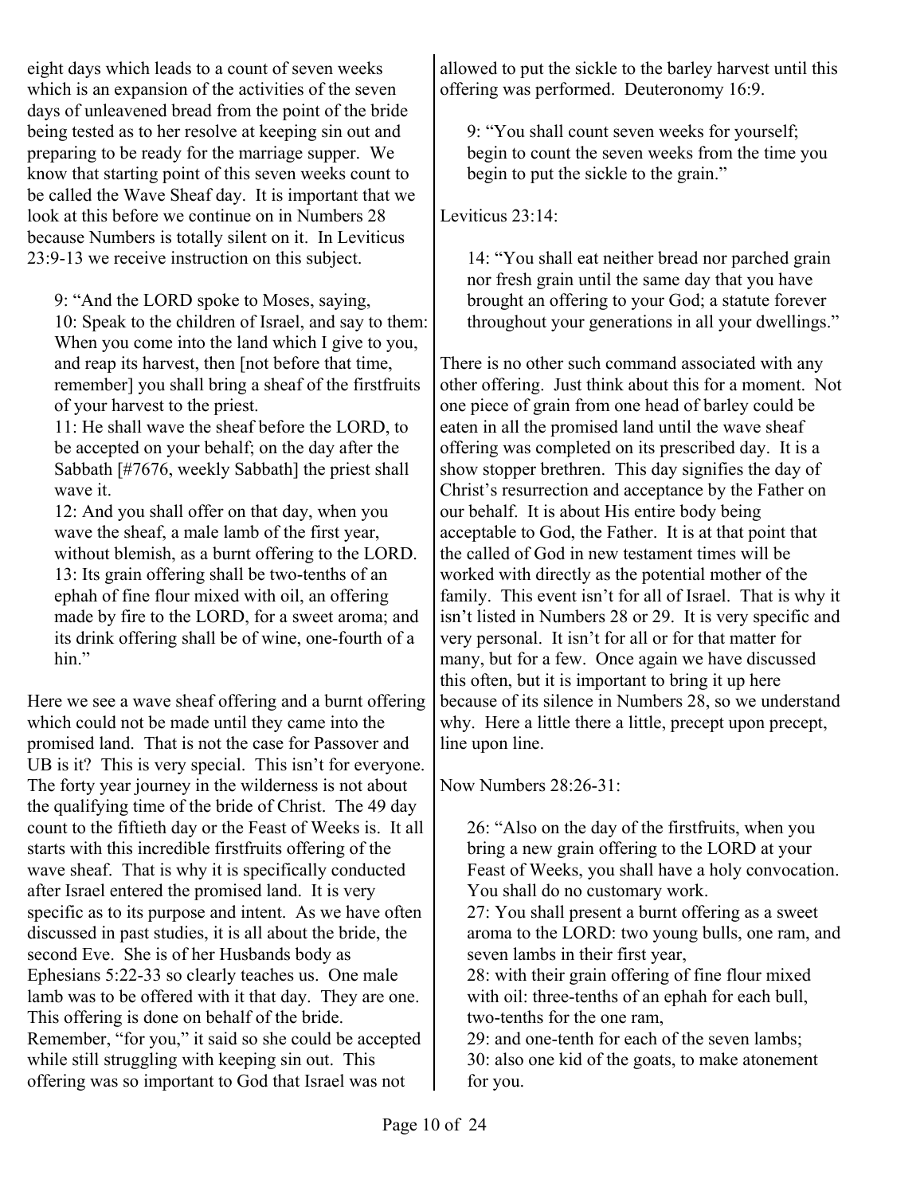eight days which leads to a count of seven weeks which is an expansion of the activities of the seven days of unleavened bread from the point of the bride being tested as to her resolve at keeping sin out and preparing to be ready for the marriage supper. We know that starting point of this seven weeks count to be called the Wave Sheaf day. It is important that we look at this before we continue on in Numbers 28 because Numbers is totally silent on it. In Leviticus 23:9-13 we receive instruction on this subject.

> 9: "And the LORD spoke to Moses, saying,
> 10: Speak to the children of Israel, and say to them: When you come into the land which I give to you, and reap its harvest, then [not before that time, remember] you shall bring a sheaf of the firstfruits of your harvest to the priest.
> 11: He shall wave the sheaf before the LORD, to be accepted on your behalf; on the day after the Sabbath [#7676, weekly Sabbath] the priest shall wave it.
> 12: And you shall offer on that day, when you wave the sheaf, a male lamb of the first year, without blemish, as a burnt offering to the LORD.
> 13: Its grain offering shall be two-tenths of an ephah of fine flour mixed with oil, an offering made by fire to the LORD, for a sweet aroma; and its drink offering shall be of wine, one-fourth of a hin."

Here we see a wave sheaf offering and a burnt offering which could not be made until they came into the promised land. That is not the case for Passover and UB is it? This is very special. This isn't for everyone. The forty year journey in the wilderness is not about the qualifying time of the bride of Christ. The 49 day count to the fiftieth day or the Feast of Weeks is. It all starts with this incredible firstfruits offering of the wave sheaf. That is why it is specifically conducted after Israel entered the promised land. It is very specific as to its purpose and intent. As we have often discussed in past studies, it is all about the bride, the second Eve. She is of her Husbands body as Ephesians 5:22-33 so clearly teaches us. One male lamb was to be offered with it that day. They are one. This offering is done on behalf of the bride. Remember, "for you," it said so she could be accepted while still struggling with keeping sin out. This offering was so important to God that Israel was not allowed to put the sickle to the barley harvest until this offering was performed. Deuteronomy 16:9.

> 9: "You shall count seven weeks for yourself; begin to count the seven weeks from the time you begin to put the sickle to the grain."

Leviticus 23:14:

> 14: "You shall eat neither bread nor parched grain nor fresh grain until the same day that you have brought an offering to your God; a statute forever throughout your generations in all your dwellings."

There is no other such command associated with any other offering. Just think about this for a moment. Not one piece of grain from one head of barley could be eaten in all the promised land until the wave sheaf offering was completed on its prescribed day. It is a show stopper brethren. This day signifies the day of Christ's resurrection and acceptance by the Father on our behalf. It is about His entire body being acceptable to God, the Father. It is at that point that the called of God in new testament times will be worked with directly as the potential mother of the family. This event isn't for all of Israel. That is why it isn't listed in Numbers 28 or 29. It is very specific and very personal. It isn't for all or for that matter for many, but for a few. Once again we have discussed this often, but it is important to bring it up here because of its silence in Numbers 28, so we understand why. Here a little there a little, precept upon precept, line upon line.

Now Numbers 28:26-31:

> 26: "Also on the day of the firstfruits, when you bring a new grain offering to the LORD at your Feast of Weeks, you shall have a holy convocation. You shall do no customary work.
> 27: You shall present a burnt offering as a sweet aroma to the LORD: two young bulls, one ram, and seven lambs in their first year,
> 28: with their grain offering of fine flour mixed with oil: three-tenths of an ephah for each bull, two-tenths for the one ram,
> 29: and one-tenth for each of the seven lambs;
> 30: also one kid of the goats, to make atonement for you.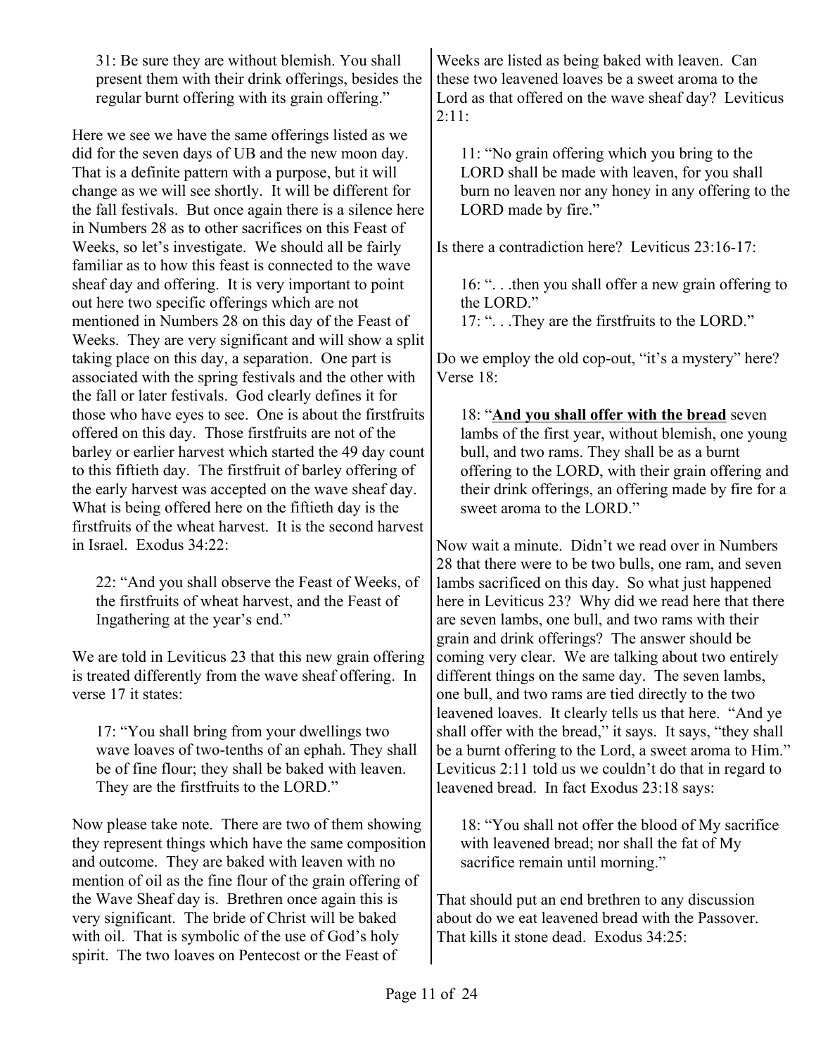> 31: Be sure they are without blemish. You shall present them with their drink offerings, besides the regular burnt offering with its grain offering."

Here we see we have the same offerings listed as we did for the seven days of UB and the new moon day. That is a definite pattern with a purpose, but it will change as we will see shortly. It will be different for the fall festivals. But once again there is a silence here in Numbers 28 as to other sacrifices on this Feast of Weeks, so let's investigate. We should all be fairly familiar as to how this feast is connected to the wave sheaf day and offering. It is very important to point out here two specific offerings which are not mentioned in Numbers 28 on this day of the Feast of Weeks. They are very significant and will show a split taking place on this day, a separation. One part is associated with the spring festivals and the other with the fall or later festivals. God clearly defines it for those who have eyes to see. One is about the firstfruits offered on this day. Those firstfruits are not of the barley or earlier harvest which started the 49 day count to this fiftieth day. The firstfruit of barley offering of the early harvest was accepted on the wave sheaf day. What is being offered here on the fiftieth day is the firstfruits of the wheat harvest. It is the second harvest in Israel. Exodus 34:22:

> 22: "And you shall observe the Feast of Weeks, of the firstfruits of wheat harvest, and the Feast of Ingathering at the year's end."

We are told in Leviticus 23 that this new grain offering is treated differently from the wave sheaf offering. In verse 17 it states:

> 17: "You shall bring from your dwellings two wave loaves of two-tenths of an ephah. They shall be of fine flour; they shall be baked with leaven. They are the firstfruits to the LORD."

Now please take note. There are two of them showing they represent things which have the same composition and outcome. They are baked with leaven with no mention of oil as the fine flour of the grain offering of the Wave Sheaf day is. Brethren once again this is very significant. The bride of Christ will be baked with oil. That is symbolic of the use of God's holy spirit. The two loaves on Pentecost or the Feast of Weeks are listed as being baked with leaven. Can these two leavened loaves be a sweet aroma to the Lord as that offered on the wave sheaf day? Leviticus 2:11:

> 11: "No grain offering which you bring to the LORD shall be made with leaven, for you shall burn no leaven nor any honey in any offering to the LORD made by fire."

Is there a contradiction here? Leviticus 23:16-17:

> 16: ". . .then you shall offer a new grain offering to the LORD."
> 17: ". . .They are the firstfruits to the LORD."

Do we employ the old cop-out, "it's a mystery" here? Verse 18:

> 18: "**And you shall offer with the bread** seven lambs of the first year, without blemish, one young bull, and two rams. They shall be as a burnt offering to the LORD, with their grain offering and their drink offerings, an offering made by fire for a sweet aroma to the LORD."

Now wait a minute. Didn't we read over in Numbers 28 that there were to be two bulls, one ram, and seven lambs sacrificed on this day. So what just happened here in Leviticus 23? Why did we read here that there are seven lambs, one bull, and two rams with their grain and drink offerings? The answer should be coming very clear. We are talking about two entirely different things on the same day. The seven lambs, one bull, and two rams are tied directly to the two leavened loaves. It clearly tells us that here. "And ye shall offer with the bread," it says. It says, "they shall be a burnt offering to the Lord, a sweet aroma to Him." Leviticus 2:11 told us we couldn't do that in regard to leavened bread. In fact Exodus 23:18 says:

> 18: "You shall not offer the blood of My sacrifice with leavened bread; nor shall the fat of My sacrifice remain until morning."

That should put an end brethren to any discussion about do we eat leavened bread with the Passover. That kills it stone dead. Exodus 34:25: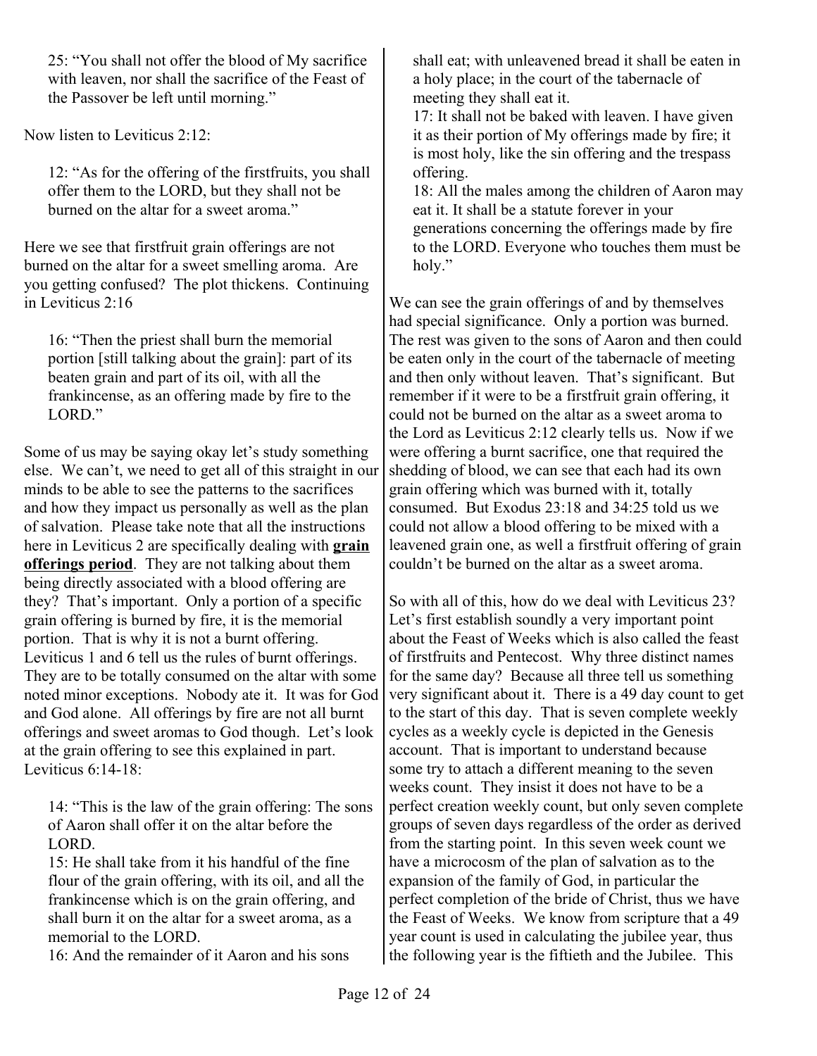> 25: "You shall not offer the blood of My sacrifice with leaven, nor shall the sacrifice of the Feast of the Passover be left until morning."

Now listen to Leviticus 2:12:

> 12: "As for the offering of the firstfruits, you shall offer them to the LORD, but they shall not be burned on the altar for a sweet aroma."

Here we see that firstfruit grain offerings are not burned on the altar for a sweet smelling aroma. Are you getting confused? The plot thickens. Continuing in Leviticus 2:16

> 16: "Then the priest shall burn the memorial portion [still talking about the grain]: part of its beaten grain and part of its oil, with all the frankincense, as an offering made by fire to the LORD."

Some of us may be saying okay let's study something else. We can't, we need to get all of this straight in our minds to be able to see the patterns to the sacrifices and how they impact us personally as well as the plan of salvation. Please take note that all the instructions here in Leviticus 2 are specifically dealing with **grain offerings period**. They are not talking about them being directly associated with a blood offering are they? That's important. Only a portion of a specific grain offering is burned by fire, it is the memorial portion. That is why it is not a burnt offering. Leviticus 1 and 6 tell us the rules of burnt offerings. They are to be totally consumed on the altar with some noted minor exceptions. Nobody ate it. It was for God and God alone. All offerings by fire are not all burnt offerings and sweet aromas to God though. Let's look at the grain offering to see this explained in part. Leviticus 6:14-18:

> 14: "This is the law of the grain offering: The sons of Aaron shall offer it on the altar before the LORD.
> 15: He shall take from it his handful of the fine flour of the grain offering, with its oil, and all the frankincense which is on the grain offering, and shall burn it on the altar for a sweet aroma, as a memorial to the LORD.
> 16: And the remainder of it Aaron and his sons shall eat; with unleavened bread it shall be eaten in a holy place; in the court of the tabernacle of meeting they shall eat it.
> 17: It shall not be baked with leaven. I have given it as their portion of My offerings made by fire; it is most holy, like the sin offering and the trespass offering.
> 18: All the males among the children of Aaron may eat it. It shall be a statute forever in your generations concerning the offerings made by fire to the LORD. Everyone who touches them must be holy."

We can see the grain offerings of and by themselves had special significance. Only a portion was burned. The rest was given to the sons of Aaron and then could be eaten only in the court of the tabernacle of meeting and then only without leaven. That's significant. But remember if it were to be a firstfruit grain offering, it could not be burned on the altar as a sweet aroma to the Lord as Leviticus 2:12 clearly tells us. Now if we were offering a burnt sacrifice, one that required the shedding of blood, we can see that each had its own grain offering which was burned with it, totally consumed. But Exodus 23:18 and 34:25 told us we could not allow a blood offering to be mixed with a leavened grain one, as well a firstfruit offering of grain couldn't be burned on the altar as a sweet aroma.

So with all of this, how do we deal with Leviticus 23? Let's first establish soundly a very important point about the Feast of Weeks which is also called the feast of firstfruits and Pentecost. Why three distinct names for the same day? Because all three tell us something very significant about it. There is a 49 day count to get to the start of this day. That is seven complete weekly cycles as a weekly cycle is depicted in the Genesis account. That is important to understand because some try to attach a different meaning to the seven weeks count. They insist it does not have to be a perfect creation weekly count, but only seven complete groups of seven days regardless of the order as derived from the starting point. In this seven week count we have a microcosm of the plan of salvation as to the expansion of the family of God, in particular the perfect completion of the bride of Christ, thus we have the Feast of Weeks. We know from scripture that a 49 year count is used in calculating the jubilee year, thus the following year is the fiftieth and the Jubilee. This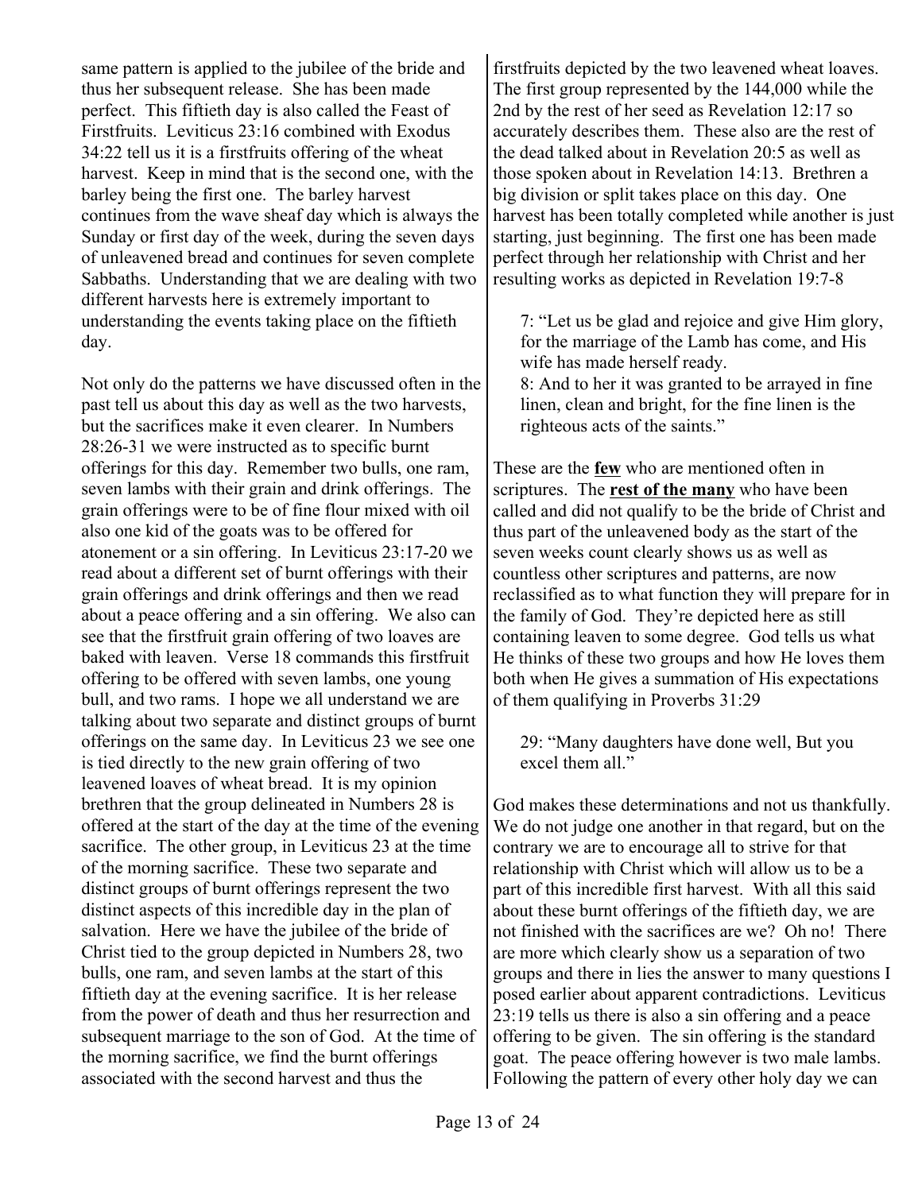same pattern is applied to the jubilee of the bride and thus her subsequent release. She has been made perfect. This fiftieth day is also called the Feast of Firstfruits. Leviticus 23:16 combined with Exodus 34:22 tell us it is a firstfruits offering of the wheat harvest. Keep in mind that is the second one, with the barley being the first one. The barley harvest continues from the wave sheaf day which is always the Sunday or first day of the week, during the seven days of unleavened bread and continues for seven complete Sabbaths. Understanding that we are dealing with two different harvests here is extremely important to understanding the events taking place on the fiftieth day.

Not only do the patterns we have discussed often in the past tell us about this day as well as the two harvests, but the sacrifices make it even clearer. In Numbers 28:26-31 we were instructed as to specific burnt offerings for this day. Remember two bulls, one ram, seven lambs with their grain and drink offerings. The grain offerings were to be of fine flour mixed with oil also one kid of the goats was to be offered for atonement or a sin offering. In Leviticus 23:17-20 we read about a different set of burnt offerings with their grain offerings and drink offerings and then we read about a peace offering and a sin offering. We also can see that the firstfruit grain offering of two loaves are baked with leaven. Verse 18 commands this firstfruit offering to be offered with seven lambs, one young bull, and two rams. I hope we all understand we are talking about two separate and distinct groups of burnt offerings on the same day. In Leviticus 23 we see one is tied directly to the new grain offering of two leavened loaves of wheat bread. It is my opinion brethren that the group delineated in Numbers 28 is offered at the start of the day at the time of the evening sacrifice. The other group, in Leviticus 23 at the time of the morning sacrifice. These two separate and distinct groups of burnt offerings represent the two distinct aspects of this incredible day in the plan of salvation. Here we have the jubilee of the bride of Christ tied to the group depicted in Numbers 28, two bulls, one ram, and seven lambs at the start of this fiftieth day at the evening sacrifice. It is her release from the power of death and thus her resurrection and subsequent marriage to the son of God. At the time of the morning sacrifice, we find the burnt offerings associated with the second harvest and thus the firstfruits depicted by the two leavened wheat loaves. The first group represented by the 144,000 while the 2nd by the rest of her seed as Revelation 12:17 so accurately describes them. These also are the rest of the dead talked about in Revelation 20:5 as well as those spoken about in Revelation 14:13. Brethren a big division or split takes place on this day. One harvest has been totally completed while another is just starting, just beginning. The first one has been made perfect through her relationship with Christ and her resulting works as depicted in Revelation 19:7-8

> 7: "Let us be glad and rejoice and give Him glory, for the marriage of the Lamb has come, and His wife has made herself ready.
> 8: And to her it was granted to be arrayed in fine linen, clean and bright, for the fine linen is the righteous acts of the saints."

These are the **few** who are mentioned often in scriptures. The **rest of the many** who have been called and did not qualify to be the bride of Christ and thus part of the unleavened body as the start of the seven weeks count clearly shows us as well as countless other scriptures and patterns, are now reclassified as to what function they will prepare for in the family of God. They're depicted here as still containing leaven to some degree. God tells us what He thinks of these two groups and how He loves them both when He gives a summation of His expectations of them qualifying in Proverbs 31:29

> 29: "Many daughters have done well, But you excel them all."

God makes these determinations and not us thankfully. We do not judge one another in that regard, but on the contrary we are to encourage all to strive for that relationship with Christ which will allow us to be a part of this incredible first harvest. With all this said about these burnt offerings of the fiftieth day, we are not finished with the sacrifices are we? Oh no! There are more which clearly show us a separation of two groups and there in lies the answer to many questions I posed earlier about apparent contradictions. Leviticus 23:19 tells us there is also a sin offering and a peace offering to be given. The sin offering is the standard goat. The peace offering however is two male lambs. Following the pattern of every other holy day we can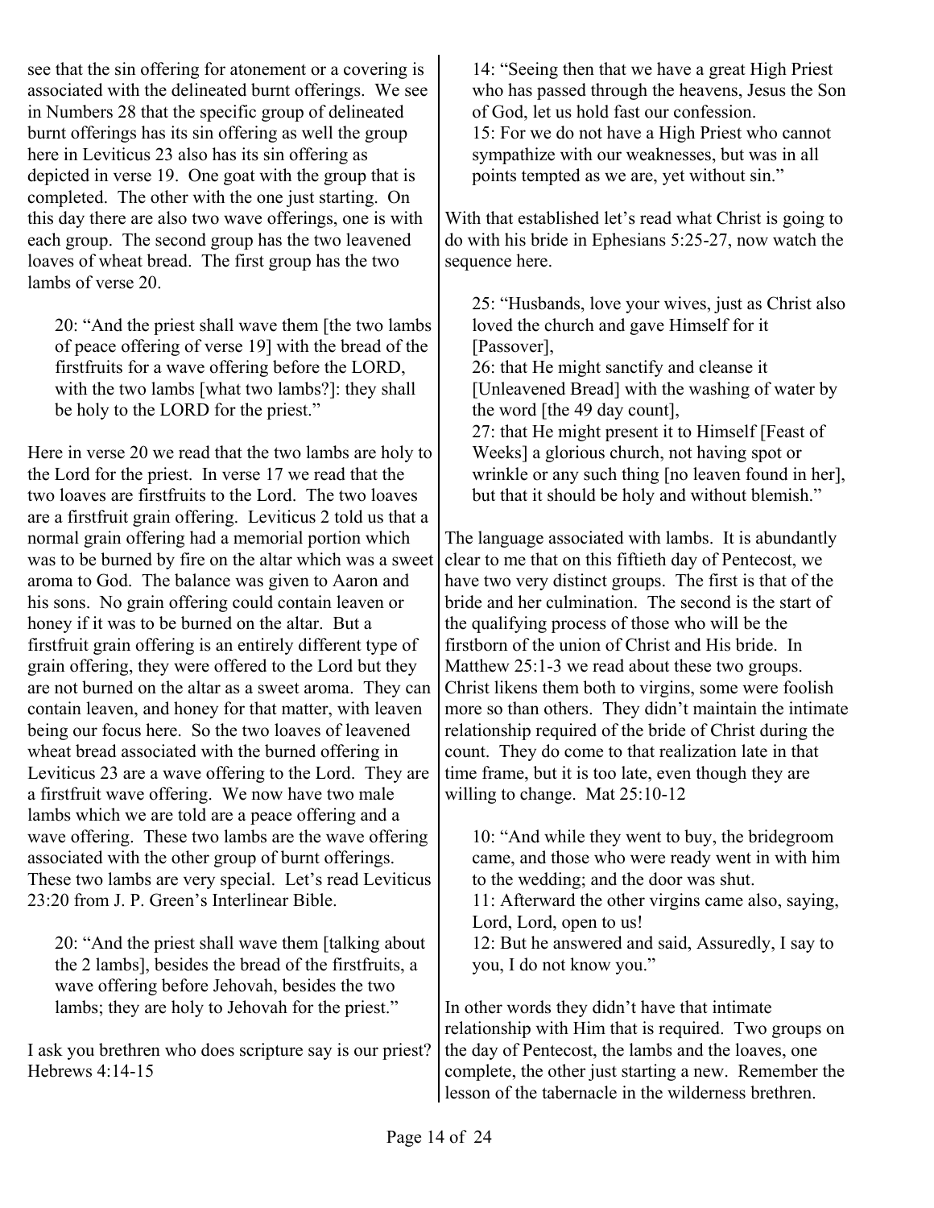see that the sin offering for atonement or a covering is associated with the delineated burnt offerings. We see in Numbers 28 that the specific group of delineated burnt offerings has its sin offering as well the group here in Leviticus 23 also has its sin offering as depicted in verse 19. One goat with the group that is completed. The other with the one just starting. On this day there are also two wave offerings, one is with each group. The second group has the two leavened loaves of wheat bread. The first group has the two lambs of verse 20.

> 20: "And the priest shall wave them [the two lambs of peace offering of verse 19] with the bread of the firstfruits for a wave offering before the LORD, with the two lambs [what two lambs?]: they shall be holy to the LORD for the priest."

Here in verse 20 we read that the two lambs are holy to the Lord for the priest. In verse 17 we read that the two loaves are firstfruits to the Lord. The two loaves are a firstfruit grain offering. Leviticus 2 told us that a normal grain offering had a memorial portion which was to be burned by fire on the altar which was a sweet aroma to God. The balance was given to Aaron and his sons. No grain offering could contain leaven or honey if it was to be burned on the altar. But a firstfruit grain offering is an entirely different type of grain offering, they were offered to the Lord but they are not burned on the altar as a sweet aroma. They can contain leaven, and honey for that matter, with leaven being our focus here. So the two loaves of leavened wheat bread associated with the burned offering in Leviticus 23 are a wave offering to the Lord. They are a firstfruit wave offering. We now have two male lambs which we are told are a peace offering and a wave offering. These two lambs are the wave offering associated with the other group of burnt offerings. These two lambs are very special. Let's read Leviticus 23:20 from J. P. Green's Interlinear Bible.

> 20: "And the priest shall wave them [talking about the 2 lambs], besides the bread of the firstfruits, a wave offering before Jehovah, besides the two lambs; they are holy to Jehovah for the priest."

I ask you brethren who does scripture say is our priest? Hebrews 4:14-15

> 14: "Seeing then that we have a great High Priest who has passed through the heavens, Jesus the Son of God, let us hold fast our confession.
> 15: For we do not have a High Priest who cannot sympathize with our weaknesses, but was in all points tempted as we are, yet without sin."

With that established let's read what Christ is going to do with his bride in Ephesians 5:25-27, now watch the sequence here.

> 25: "Husbands, love your wives, just as Christ also loved the church and gave Himself for it [Passover],
> 26: that He might sanctify and cleanse it [Unleavened Bread] with the washing of water by the word [the 49 day count],
> 27: that He might present it to Himself [Feast of Weeks] a glorious church, not having spot or wrinkle or any such thing [no leaven found in her], but that it should be holy and without blemish."

The language associated with lambs. It is abundantly clear to me that on this fiftieth day of Pentecost, we have two very distinct groups. The first is that of the bride and her culmination. The second is the start of the qualifying process of those who will be the firstborn of the union of Christ and His bride. In Matthew 25:1-3 we read about these two groups. Christ likens them both to virgins, some were foolish more so than others. They didn't maintain the intimate relationship required of the bride of Christ during the count. They do come to that realization late in that time frame, but it is too late, even though they are willing to change. Mat 25:10-12

> 10: "And while they went to buy, the bridegroom came, and those who were ready went in with him to the wedding; and the door was shut.
> 11: Afterward the other virgins came also, saying, Lord, Lord, open to us!
> 12: But he answered and said, Assuredly, I say to you, I do not know you."

In other words they didn't have that intimate relationship with Him that is required. Two groups on the day of Pentecost, the lambs and the loaves, one complete, the other just starting a new. Remember the lesson of the tabernacle in the wilderness brethren.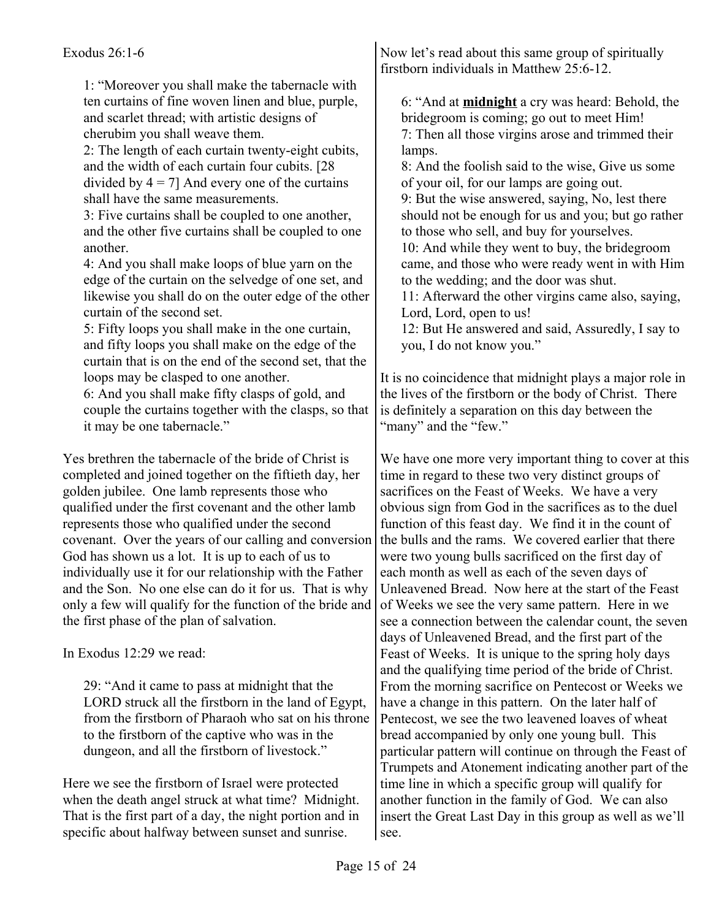Exodus 26:1-6

> 1: "Moreover you shall make the tabernacle with ten curtains of fine woven linen and blue, purple, and scarlet thread; with artistic designs of cherubim you shall weave them.
> 2: The length of each curtain twenty-eight cubits, and the width of each curtain four cubits. [28 divided by 4 = 7] And every one of the curtains shall have the same measurements.
> 3: Five curtains shall be coupled to one another, and the other five curtains shall be coupled to one another.
> 4: And you shall make loops of blue yarn on the edge of the curtain on the selvedge of one set, and likewise you shall do on the outer edge of the other curtain of the second set.
> 5: Fifty loops you shall make in the one curtain, and fifty loops you shall make on the edge of the curtain that is on the end of the second set, that the loops may be clasped to one another.
> 6: And you shall make fifty clasps of gold, and couple the curtains together with the clasps, so that it may be one tabernacle."

Yes brethren the tabernacle of the bride of Christ is completed and joined together on the fiftieth day, her golden jubilee. One lamb represents those who qualified under the first covenant and the other lamb represents those who qualified under the second covenant. Over the years of our calling and conversion God has shown us a lot. It is up to each of us to individually use it for our relationship with the Father and the Son. No one else can do it for us. That is why only a few will qualify for the function of the bride and the first phase of the plan of salvation.

In Exodus 12:29 we read:

> 29: "And it came to pass at midnight that the LORD struck all the firstborn in the land of Egypt, from the firstborn of Pharaoh who sat on his throne to the firstborn of the captive who was in the dungeon, and all the firstborn of livestock."

Here we see the firstborn of Israel were protected when the death angel struck at what time? Midnight. That is the first part of a day, the night portion and in specific about halfway between sunset and sunrise.

Now let's read about this same group of spiritually firstborn individuals in Matthew 25:6-12.

> 6: "And at **midnight** a cry was heard: Behold, the bridegroom is coming; go out to meet Him!
> 7: Then all those virgins arose and trimmed their lamps.
> 8: And the foolish said to the wise, Give us some of your oil, for our lamps are going out.
> 9: But the wise answered, saying, No, lest there should not be enough for us and you; but go rather to those who sell, and buy for yourselves.
> 10: And while they went to buy, the bridegroom came, and those who were ready went in with Him to the wedding; and the door was shut.
> 11: Afterward the other virgins came also, saying, Lord, Lord, open to us!
> 12: But He answered and said, Assuredly, I say to you, I do not know you."

It is no coincidence that midnight plays a major role in the lives of the firstborn or the body of Christ. There is definitely a separation on this day between the "many" and the "few."

We have one more very important thing to cover at this time in regard to these two very distinct groups of sacrifices on the Feast of Weeks. We have a very obvious sign from God in the sacrifices as to the duel function of this feast day. We find it in the count of the bulls and the rams. We covered earlier that there were two young bulls sacrificed on the first day of each month as well as each of the seven days of Unleavened Bread. Now here at the start of the Feast of Weeks we see the very same pattern. Here in we see a connection between the calendar count, the seven days of Unleavened Bread, and the first part of the Feast of Weeks. It is unique to the spring holy days and the qualifying time period of the bride of Christ. From the morning sacrifice on Pentecost or Weeks we have a change in this pattern. On the later half of Pentecost, we see the two leavened loaves of wheat bread accompanied by only one young bull. This particular pattern will continue on through the Feast of Trumpets and Atonement indicating another part of the time line in which a specific group will qualify for another function in the family of God. We can also insert the Great Last Day in this group as well as we'll see.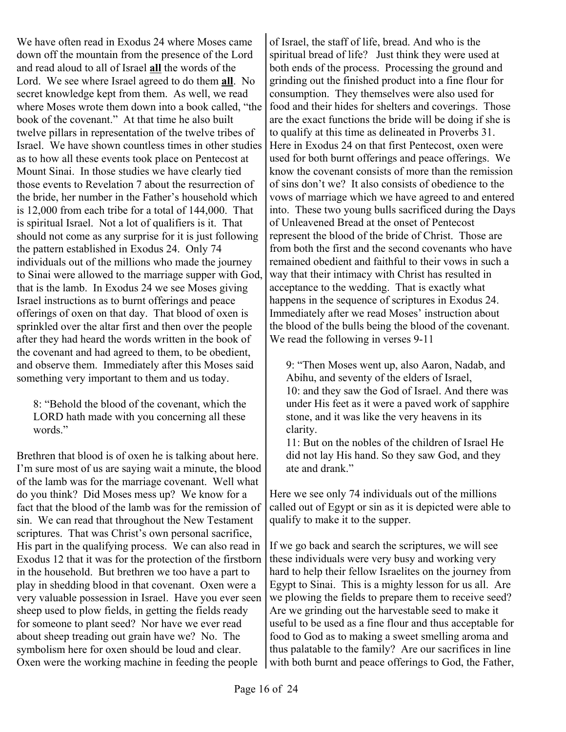We have often read in Exodus 24 where Moses came down off the mountain from the presence of the Lord and read aloud to all of Israel **all** the words of the Lord. We see where Israel agreed to do them **all**. No secret knowledge kept from them. As well, we read where Moses wrote them down into a book called, "the book of the covenant." At that time he also built twelve pillars in representation of the twelve tribes of Israel. We have shown countless times in other studies as to how all these events took place on Pentecost at Mount Sinai. In those studies we have clearly tied those events to Revelation 7 about the resurrection of the bride, her number in the Father's household which is 12,000 from each tribe for a total of 144,000. That is spiritual Israel. Not a lot of qualifiers is it. That should not come as any surprise for it is just following the pattern established in Exodus 24. Only 74 individuals out of the millions who made the journey to Sinai were allowed to the marriage supper with God, that is the lamb. In Exodus 24 we see Moses giving Israel instructions as to burnt offerings and peace offerings of oxen on that day. That blood of oxen is sprinkled over the altar first and then over the people after they had heard the words written in the book of the covenant and had agreed to them, to be obedient, and observe them. Immediately after this Moses said something very important to them and us today.

> 8: "Behold the blood of the covenant, which the LORD hath made with you concerning all these words."

Brethren that blood is of oxen he is talking about here. I'm sure most of us are saying wait a minute, the blood of the lamb was for the marriage covenant. Well what do you think? Did Moses mess up? We know for a fact that the blood of the lamb was for the remission of sin. We can read that throughout the New Testament scriptures. That was Christ's own personal sacrifice, His part in the qualifying process. We can also read in Exodus 12 that it was for the protection of the firstborn in the household. But brethren we too have a part to play in shedding blood in that covenant. Oxen were a very valuable possession in Israel. Have you ever seen sheep used to plow fields, in getting the fields ready for someone to plant seed? Nor have we ever read about sheep treading out grain have we? No. The symbolism here for oxen should be loud and clear. Oxen were the working machine in feeding the people of Israel, the staff of life, bread. And who is the spiritual bread of life? Just think they were used at both ends of the process. Processing the ground and grinding out the finished product into a fine flour for consumption. They themselves were also used for food and their hides for shelters and coverings. Those are the exact functions the bride will be doing if she is to qualify at this time as delineated in Proverbs 31. Here in Exodus 24 on that first Pentecost, oxen were used for both burnt offerings and peace offerings. We know the covenant consists of more than the remission of sins don't we? It also consists of obedience to the vows of marriage which we have agreed to and entered into. These two young bulls sacrificed during the Days of Unleavened Bread at the onset of Pentecost represent the blood of the bride of Christ. Those are from both the first and the second covenants who have remained obedient and faithful to their vows in such a way that their intimacy with Christ has resulted in acceptance to the wedding. That is exactly what happens in the sequence of scriptures in Exodus 24. Immediately after we read Moses' instruction about the blood of the bulls being the blood of the covenant. We read the following in verses 9-11

> 9: "Then Moses went up, also Aaron, Nadab, and Abihu, and seventy of the elders of Israel,
> 10: and they saw the God of Israel. And there was under His feet as it were a paved work of sapphire stone, and it was like the very heavens in its clarity.
> 11: But on the nobles of the children of Israel He did not lay His hand. So they saw God, and they ate and drank."

Here we see only 74 individuals out of the millions called out of Egypt or sin as it is depicted were able to qualify to make it to the supper.

If we go back and search the scriptures, we will see these individuals were very busy and working very hard to help their fellow Israelites on the journey from Egypt to Sinai. This is a mighty lesson for us all. Are we plowing the fields to prepare them to receive seed? Are we grinding out the harvestable seed to make it useful to be used as a fine flour and thus acceptable for food to God as to making a sweet smelling aroma and thus palatable to the family? Are our sacrifices in line with both burnt and peace offerings to God, the Father,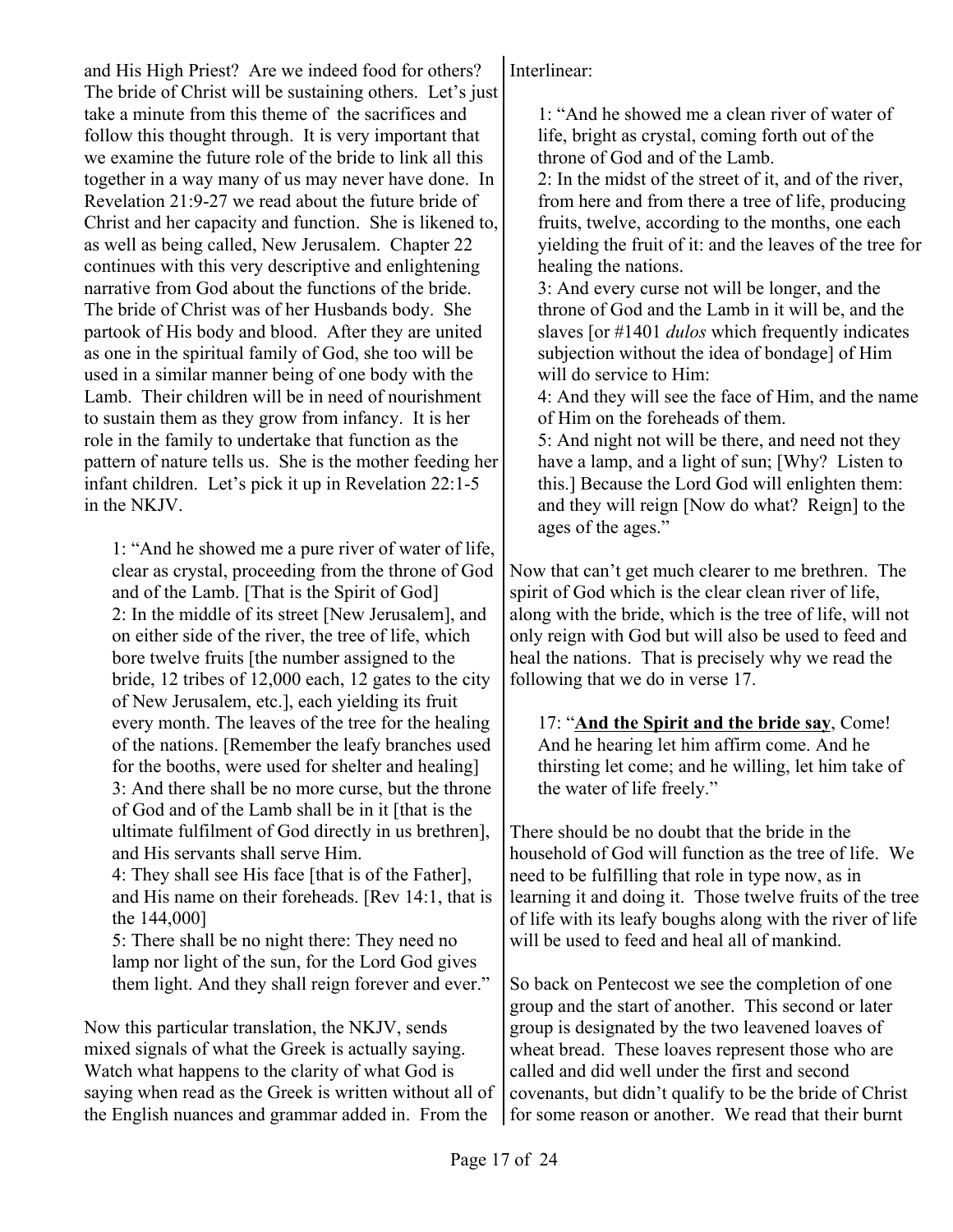and His High Priest? Are we indeed food for others? The bride of Christ will be sustaining others. Let's just take a minute from this theme of the sacrifices and follow this thought through. It is very important that we examine the future role of the bride to link all this together in a way many of us may never have done. In Revelation 21:9-27 we read about the future bride of Christ and her capacity and function. She is likened to, as well as being called, New Jerusalem. Chapter 22 continues with this very descriptive and enlightening narrative from God about the functions of the bride. The bride of Christ was of her Husbands body. She partook of His body and blood. After they are united as one in the spiritual family of God, she too will be used in a similar manner being of one body with the Lamb. Their children will be in need of nourishment to sustain them as they grow from infancy. It is her role in the family to undertake that function as the pattern of nature tells us. She is the mother feeding her infant children. Let's pick it up in Revelation 22:1-5 in the NKJV.

> 1: "And he showed me a pure river of water of life, clear as crystal, proceeding from the throne of God and of the Lamb. [That is the Spirit of God]
> 2: In the middle of its street [New Jerusalem], and on either side of the river, the tree of life, which bore twelve fruits [the number assigned to the bride, 12 tribes of 12,000 each, 12 gates to the city of New Jerusalem, etc.], each yielding its fruit every month. The leaves of the tree for the healing of the nations. [Remember the leafy branches used for the booths, were used for shelter and healing]
> 3: And there shall be no more curse, but the throne of God and of the Lamb shall be in it [that is the ultimate fulfilment of God directly in us brethren], and His servants shall serve Him.
> 4: They shall see His face [that is of the Father], and His name on their foreheads. [Rev 14:1, that is the 144,000]
> 5: There shall be no night there: They need no lamp nor light of the sun, for the Lord God gives them light. And they shall reign forever and ever."

Now this particular translation, the NKJV, sends mixed signals of what the Greek is actually saying. Watch what happens to the clarity of what God is saying when read as the Greek is written without all of the English nuances and grammar added in. From the Interlinear:

> 1: "And he showed me a clean river of water of life, bright as crystal, coming forth out of the throne of God and of the Lamb.
> 2: In the midst of the street of it, and of the river, from here and from there a tree of life, producing fruits, twelve, according to the months, one each yielding the fruit of it: and the leaves of the tree for healing the nations.
> 3: And every curse not will be longer, and the throne of God and the Lamb in it will be, and the slaves [or #1401 *dulos* which frequently indicates subjection without the idea of bondage] of Him will do service to Him:
> 4: And they will see the face of Him, and the name of Him on the foreheads of them.
> 5: And night not will be there, and need not they have a lamp, and a light of sun; [Why? Listen to this.] Because the Lord God will enlighten them: and they will reign [Now do what? Reign] to the ages of the ages."

Now that can't get much clearer to me brethren. The spirit of God which is the clear clean river of life, along with the bride, which is the tree of life, will not only reign with God but will also be used to feed and heal the nations. That is precisely why we read the following that we do in verse 17.

> 17: "**<u>And the Spirit and the bride say</u>**, Come! And he hearing let him affirm come. And he thirsting let come; and he willing, let him take of the water of life freely."

There should be no doubt that the bride in the household of God will function as the tree of life. We need to be fulfilling that role in type now, as in learning it and doing it. Those twelve fruits of the tree of life with its leafy boughs along with the river of life will be used to feed and heal all of mankind.

So back on Pentecost we see the completion of one group and the start of another. This second or later group is designated by the two leavened loaves of wheat bread. These loaves represent those who are called and did well under the first and second covenants, but didn't qualify to be the bride of Christ for some reason or another. We read that their burnt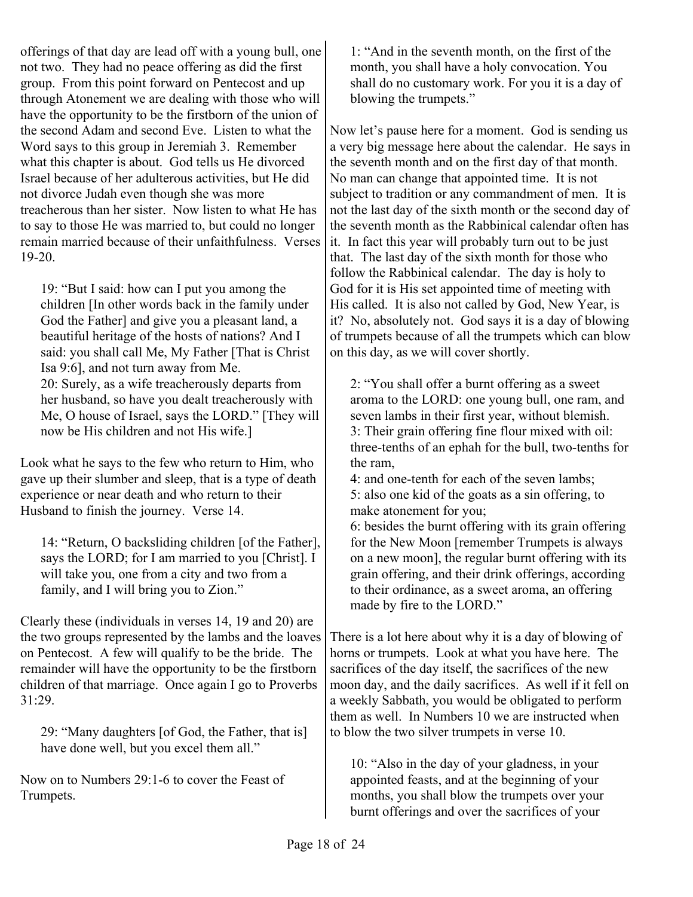offerings of that day are lead off with a young bull, one not two. They had no peace offering as did the first group. From this point forward on Pentecost and up through Atonement we are dealing with those who will have the opportunity to be the firstborn of the union of the second Adam and second Eve. Listen to what the Word says to this group in Jeremiah 3. Remember what this chapter is about. God tells us He divorced Israel because of her adulterous activities, but He did not divorce Judah even though she was more treacherous than her sister. Now listen to what He has to say to those He was married to, but could no longer remain married because of their unfaithfulness. Verses 19-20.

> 19: "But I said: how can I put you among the children [In other words back in the family under God the Father] and give you a pleasant land, a beautiful heritage of the hosts of nations? And I said: you shall call Me, My Father [That is Christ Isa 9:6], and not turn away from Me.
> 20: Surely, as a wife treacherously departs from her husband, so have you dealt treacherously with Me, O house of Israel, says the LORD." [They will now be His children and not His wife.]

Look what he says to the few who return to Him, who gave up their slumber and sleep, that is a type of death experience or near death and who return to their Husband to finish the journey. Verse 14.

> 14: "Return, O backsliding children [of the Father], says the LORD; for I am married to you [Christ]. I will take you, one from a city and two from a family, and I will bring you to Zion."

Clearly these (individuals in verses 14, 19 and 20) are the two groups represented by the lambs and the loaves on Pentecost. A few will qualify to be the bride. The remainder will have the opportunity to be the firstborn children of that marriage. Once again I go to Proverbs 31:29.

> 29: "Many daughters [of God, the Father, that is] have done well, but you excel them all."

Now on to Numbers 29:1-6 to cover the Feast of Trumpets.

> 1: "And in the seventh month, on the first of the month, you shall have a holy convocation. You shall do no customary work. For you it is a day of blowing the trumpets."

Now let's pause here for a moment. God is sending us a very big message here about the calendar. He says in the seventh month and on the first day of that month. No man can change that appointed time. It is not subject to tradition or any commandment of men. It is not the last day of the sixth month or the second day of the seventh month as the Rabbinical calendar often has it. In fact this year will probably turn out to be just that. The last day of the sixth month for those who follow the Rabbinical calendar. The day is holy to God for it is His set appointed time of meeting with His called. It is also not called by God, New Year, is it? No, absolutely not. God says it is a day of blowing of trumpets because of all the trumpets which can blow on this day, as we will cover shortly.

> 2: "You shall offer a burnt offering as a sweet aroma to the LORD: one young bull, one ram, and seven lambs in their first year, without blemish.
> 3: Their grain offering fine flour mixed with oil: three-tenths of an ephah for the bull, two-tenths for the ram,
> 4: and one-tenth for each of the seven lambs;
> 5: also one kid of the goats as a sin offering, to make atonement for you;
> 6: besides the burnt offering with its grain offering for the New Moon [remember Trumpets is always on a new moon], the regular burnt offering with its grain offering, and their drink offerings, according to their ordinance, as a sweet aroma, an offering made by fire to the LORD."

There is a lot here about why it is a day of blowing of horns or trumpets. Look at what you have here. The sacrifices of the day itself, the sacrifices of the new moon day, and the daily sacrifices. As well if it fell on a weekly Sabbath, you would be obligated to perform them as well. In Numbers 10 we are instructed when to blow the two silver trumpets in verse 10.

> 10: "Also in the day of your gladness, in your appointed feasts, and at the beginning of your months, you shall blow the trumpets over your burnt offerings and over the sacrifices of your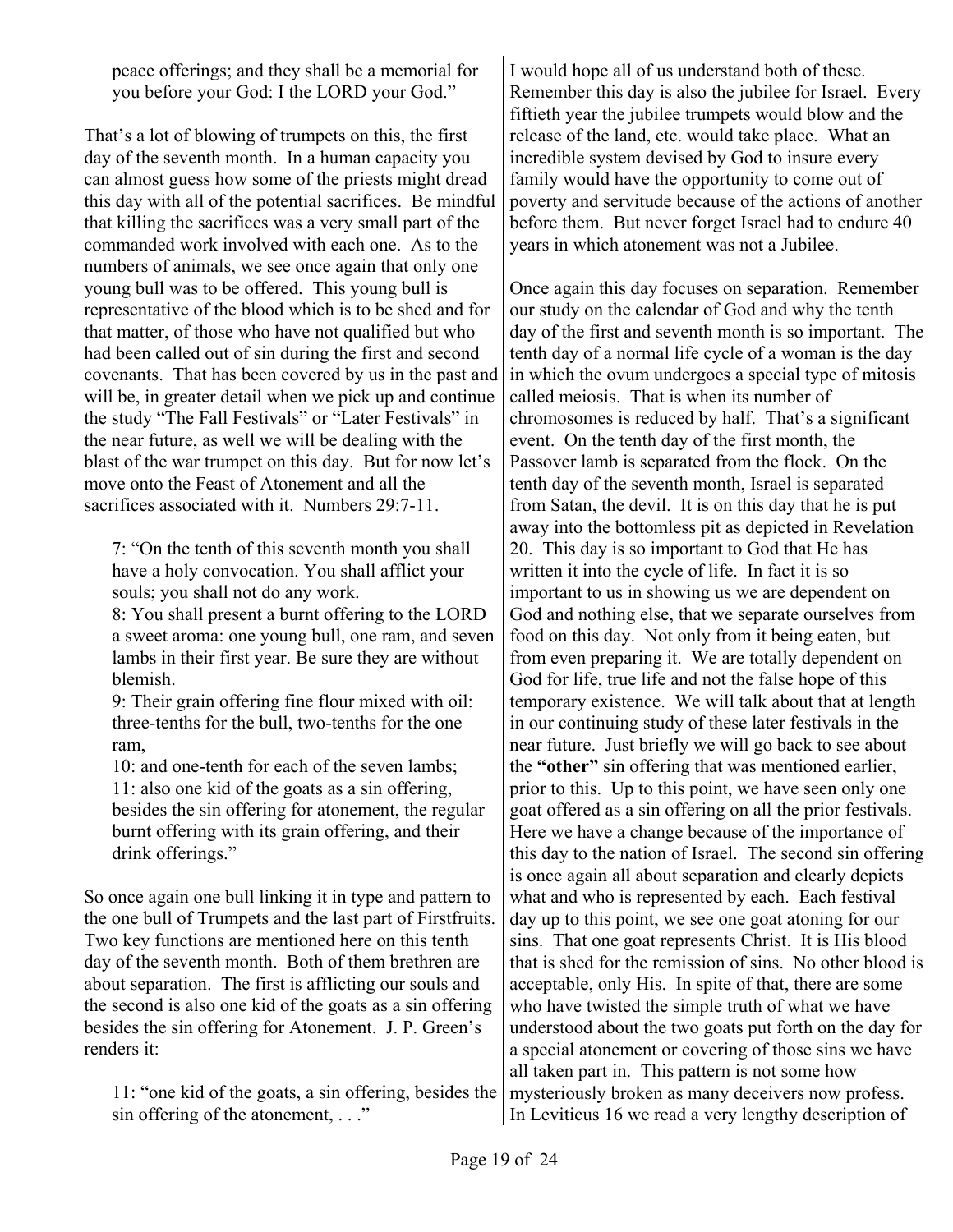> peace offerings; and they shall be a memorial for you before your God: I the LORD your God."

That's a lot of blowing of trumpets on this, the first day of the seventh month. In a human capacity you can almost guess how some of the priests might dread this day with all of the potential sacrifices. Be mindful that killing the sacrifices was a very small part of the commanded work involved with each one. As to the numbers of animals, we see once again that only one young bull was to be offered. This young bull is representative of the blood which is to be shed and for that matter, of those who have not qualified but who had been called out of sin during the first and second covenants. That has been covered by us in the past and will be, in greater detail when we pick up and continue the study "The Fall Festivals" or "Later Festivals" in the near future, as well we will be dealing with the blast of the war trumpet on this day. But for now let's move onto the Feast of Atonement and all the sacrifices associated with it. Numbers 29:7-11.

> 7: "On the tenth of this seventh month you shall have a holy convocation. You shall afflict your souls; you shall not do any work.
> 8: You shall present a burnt offering to the LORD a sweet aroma: one young bull, one ram, and seven lambs in their first year. Be sure they are without blemish.
> 9: Their grain offering fine flour mixed with oil: three-tenths for the bull, two-tenths for the one ram,
> 10: and one-tenth for each of the seven lambs;
> 11: also one kid of the goats as a sin offering, besides the sin offering for atonement, the regular burnt offering with its grain offering, and their drink offerings."

So once again one bull linking it in type and pattern to the one bull of Trumpets and the last part of Firstfruits. Two key functions are mentioned here on this tenth day of the seventh month. Both of them brethren are about separation. The first is afflicting our souls and the second is also one kid of the goats as a sin offering besides the sin offering for Atonement. J. P. Green's renders it:

> 11: "one kid of the goats, a sin offering, besides the sin offering of the atonement, . . ."

I would hope all of us understand both of these. Remember this day is also the jubilee for Israel. Every fiftieth year the jubilee trumpets would blow and the release of the land, etc. would take place. What an incredible system devised by God to insure every family would have the opportunity to come out of poverty and servitude because of the actions of another before them. But never forget Israel had to endure 40 years in which atonement was not a Jubilee.

Once again this day focuses on separation. Remember our study on the calendar of God and why the tenth day of the first and seventh month is so important. The tenth day of a normal life cycle of a woman is the day in which the ovum undergoes a special type of mitosis called meiosis. That is when its number of chromosomes is reduced by half. That's a significant event. On the tenth day of the first month, the Passover lamb is separated from the flock. On the tenth day of the seventh month, Israel is separated from Satan, the devil. It is on this day that he is put away into the bottomless pit as depicted in Revelation 20. This day is so important to God that He has written it into the cycle of life. In fact it is so important to us in showing us we are dependent on God and nothing else, that we separate ourselves from food on this day. Not only from it being eaten, but from even preparing it. We are totally dependent on God for life, true life and not the false hope of this temporary existence. We will talk about that at length in our continuing study of these later festivals in the near future. Just briefly we will go back to see about the **"other"** sin offering that was mentioned earlier, prior to this. Up to this point, we have seen only one goat offered as a sin offering on all the prior festivals. Here we have a change because of the importance of this day to the nation of Israel. The second sin offering is once again all about separation and clearly depicts what and who is represented by each. Each festival day up to this point, we see one goat atoning for our sins. That one goat represents Christ. It is His blood that is shed for the remission of sins. No other blood is acceptable, only His. In spite of that, there are some who have twisted the simple truth of what we have understood about the two goats put forth on the day for a special atonement or covering of those sins we have all taken part in. This pattern is not some how mysteriously broken as many deceivers now profess. In Leviticus 16 we read a very lengthy description of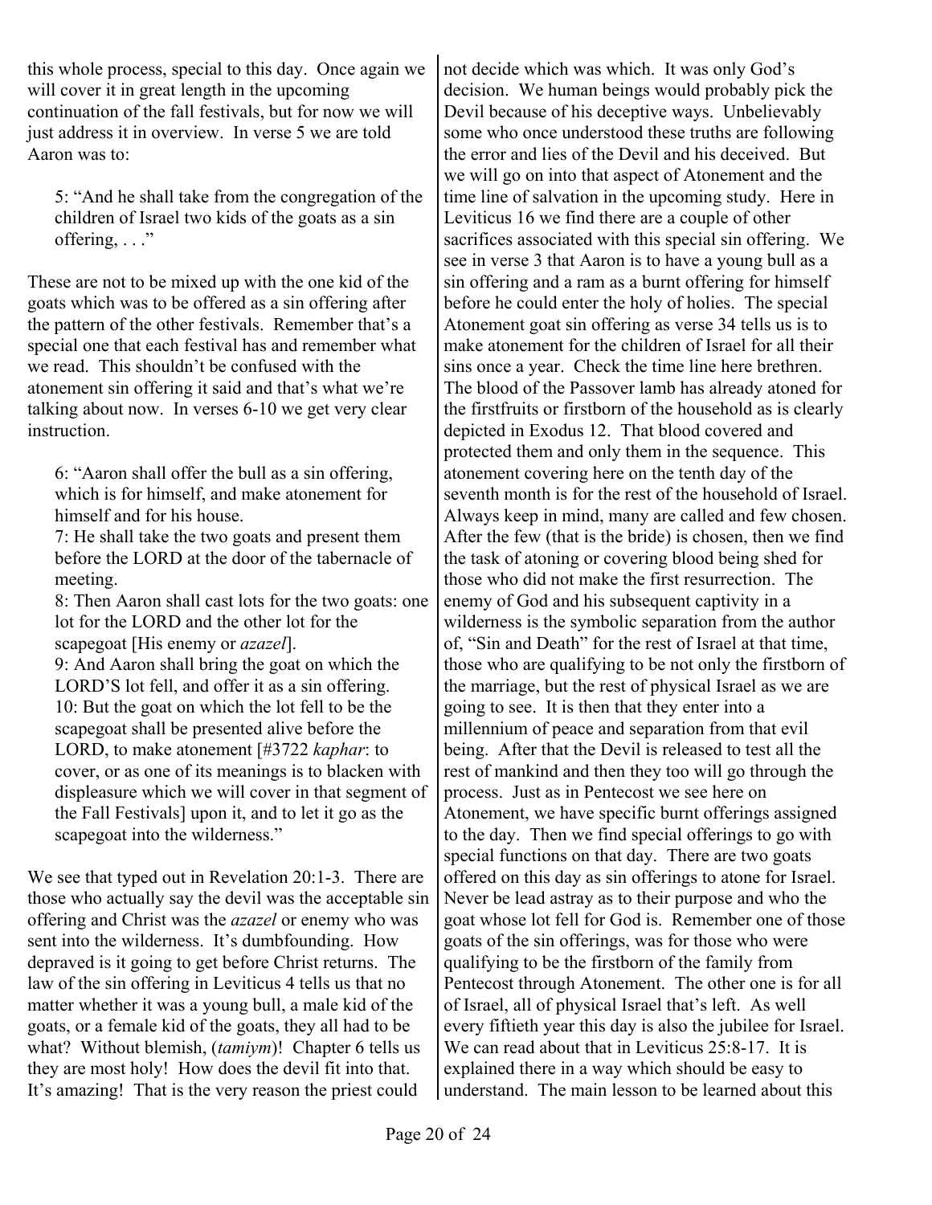this whole process, special to this day. Once again we will cover it in great length in the upcoming continuation of the fall festivals, but for now we will just address it in overview. In verse 5 we are told Aaron was to:

> 5: "And he shall take from the congregation of the children of Israel two kids of the goats as a sin offering, . . ."

These are not to be mixed up with the one kid of the goats which was to be offered as a sin offering after the pattern of the other festivals. Remember that's a special one that each festival has and remember what we read. This shouldn't be confused with the atonement sin offering it said and that's what we're talking about now. In verses 6-10 we get very clear instruction.

> 6: "Aaron shall offer the bull as a sin offering, which is for himself, and make atonement for himself and for his house.
> 7: He shall take the two goats and present them before the LORD at the door of the tabernacle of meeting.
> 8: Then Aaron shall cast lots for the two goats: one lot for the LORD and the other lot for the scapegoat [His enemy or *azazel*].
> 9: And Aaron shall bring the goat on which the LORD'S lot fell, and offer it as a sin offering.
> 10: But the goat on which the lot fell to be the scapegoat shall be presented alive before the LORD, to make atonement [#3722 *kaphar*: to cover, or as one of its meanings is to blacken with displeasure which we will cover in that segment of the Fall Festivals] upon it, and to let it go as the scapegoat into the wilderness."

We see that typed out in Revelation 20:1-3. There are those who actually say the devil was the acceptable sin offering and Christ was the *azazel* or enemy who was sent into the wilderness. It's dumbfounding. How depraved is it going to get before Christ returns. The law of the sin offering in Leviticus 4 tells us that no matter whether it was a young bull, a male kid of the goats, or a female kid of the goats, they all had to be what? Without blemish, (*tamiym*)! Chapter 6 tells us they are most holy! How does the devil fit into that. It's amazing! That is the very reason the priest could not decide which was which. It was only God's decision. We human beings would probably pick the Devil because of his deceptive ways. Unbelievably some who once understood these truths are following the error and lies of the Devil and his deceived. But we will go on into that aspect of Atonement and the time line of salvation in the upcoming study. Here in Leviticus 16 we find there are a couple of other sacrifices associated with this special sin offering. We see in verse 3 that Aaron is to have a young bull as a sin offering and a ram as a burnt offering for himself before he could enter the holy of holies. The special Atonement goat sin offering as verse 34 tells us is to make atonement for the children of Israel for all their sins once a year. Check the time line here brethren. The blood of the Passover lamb has already atoned for the firstfruits or firstborn of the household as is clearly depicted in Exodus 12. That blood covered and protected them and only them in the sequence. This atonement covering here on the tenth day of the seventh month is for the rest of the household of Israel. Always keep in mind, many are called and few chosen. After the few (that is the bride) is chosen, then we find the task of atoning or covering blood being shed for those who did not make the first resurrection. The enemy of God and his subsequent captivity in a wilderness is the symbolic separation from the author of, "Sin and Death" for the rest of Israel at that time, those who are qualifying to be not only the firstborn of the marriage, but the rest of physical Israel as we are going to see. It is then that they enter into a millennium of peace and separation from that evil being. After that the Devil is released to test all the rest of mankind and then they too will go through the process. Just as in Pentecost we see here on Atonement, we have specific burnt offerings assigned to the day. Then we find special offerings to go with special functions on that day. There are two goats offered on this day as sin offerings to atone for Israel. Never be lead astray as to their purpose and who the goat whose lot fell for God is. Remember one of those goats of the sin offerings, was for those who were qualifying to be the firstborn of the family from Pentecost through Atonement. The other one is for all of Israel, all of physical Israel that's left. As well every fiftieth year this day is also the jubilee for Israel. We can read about that in Leviticus 25:8-17. It is explained there in a way which should be easy to understand. The main lesson to be learned about this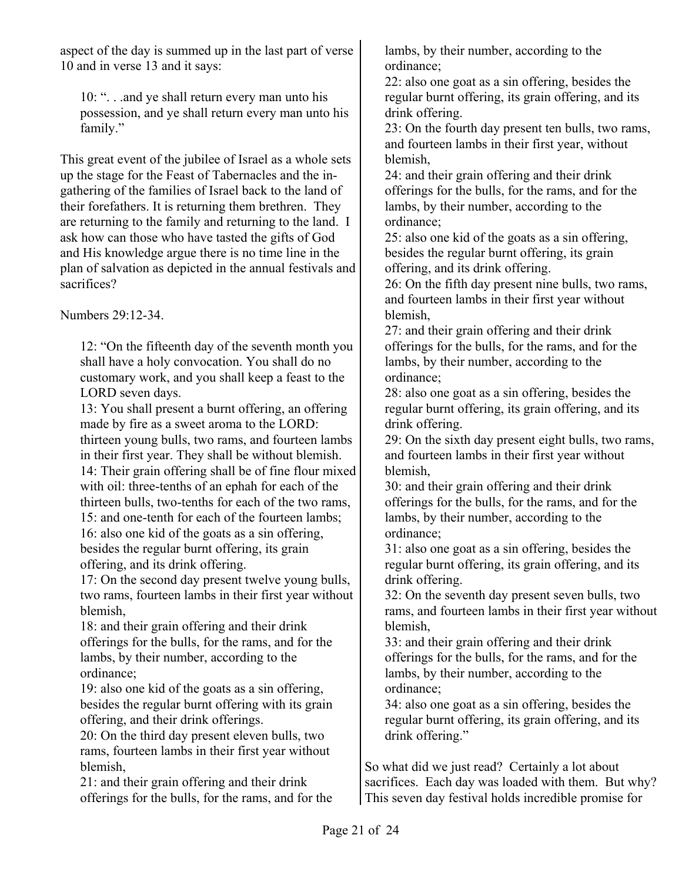aspect of the day is summed up in the last part of verse 10 and in verse 13 and it says:

> 10: ". . .and ye shall return every man unto his possession, and ye shall return every man unto his family."

This great event of the jubilee of Israel as a whole sets up the stage for the Feast of Tabernacles and the in-gathering of the families of Israel back to the land of their forefathers. It is returning them brethren. They are returning to the family and returning to the land. I ask how can those who have tasted the gifts of God and His knowledge argue there is no time line in the plan of salvation as depicted in the annual festivals and sacrifices?

Numbers 29:12-34.

> 12: "On the fifteenth day of the seventh month you shall have a holy convocation. You shall do no customary work, and you shall keep a feast to the LORD seven days.
> 13: You shall present a burnt offering, an offering made by fire as a sweet aroma to the LORD: thirteen young bulls, two rams, and fourteen lambs in their first year. They shall be without blemish.
> 14: Their grain offering shall be of fine flour mixed with oil: three-tenths of an ephah for each of the thirteen bulls, two-tenths for each of the two rams,
> 15: and one-tenth for each of the fourteen lambs;
> 16: also one kid of the goats as a sin offering, besides the regular burnt offering, its grain offering, and its drink offering.
> 17: On the second day present twelve young bulls, two rams, fourteen lambs in their first year without blemish,
> 18: and their grain offering and their drink offerings for the bulls, for the rams, and for the lambs, by their number, according to the ordinance;
> 19: also one kid of the goats as a sin offering, besides the regular burnt offering with its grain offering, and their drink offerings.
> 20: On the third day present eleven bulls, two rams, fourteen lambs in their first year without blemish,
> 21: and their grain offering and their drink offerings for the bulls, for the rams, and for the lambs, by their number, according to the ordinance;
> 22: also one goat as a sin offering, besides the regular burnt offering, its grain offering, and its drink offering.
> 23: On the fourth day present ten bulls, two rams, and fourteen lambs in their first year, without blemish,
> 24: and their grain offering and their drink offerings for the bulls, for the rams, and for the lambs, by their number, according to the ordinance;
> 25: also one kid of the goats as a sin offering, besides the regular burnt offering, its grain offering, and its drink offering.
> 26: On the fifth day present nine bulls, two rams, and fourteen lambs in their first year without blemish,
> 27: and their grain offering and their drink offerings for the bulls, for the rams, and for the lambs, by their number, according to the ordinance;
> 28: also one goat as a sin offering, besides the regular burnt offering, its grain offering, and its drink offering.
> 29: On the sixth day present eight bulls, two rams, and fourteen lambs in their first year without blemish,
> 30: and their grain offering and their drink offerings for the bulls, for the rams, and for the lambs, by their number, according to the ordinance;
> 31: also one goat as a sin offering, besides the regular burnt offering, its grain offering, and its drink offering.
> 32: On the seventh day present seven bulls, two rams, and fourteen lambs in their first year without blemish,
> 33: and their grain offering and their drink offerings for the bulls, for the rams, and for the lambs, by their number, according to the ordinance;
> 34: also one goat as a sin offering, besides the regular burnt offering, its grain offering, and its drink offering."

So what did we just read? Certainly a lot about sacrifices. Each day was loaded with them. But why? This seven day festival holds incredible promise for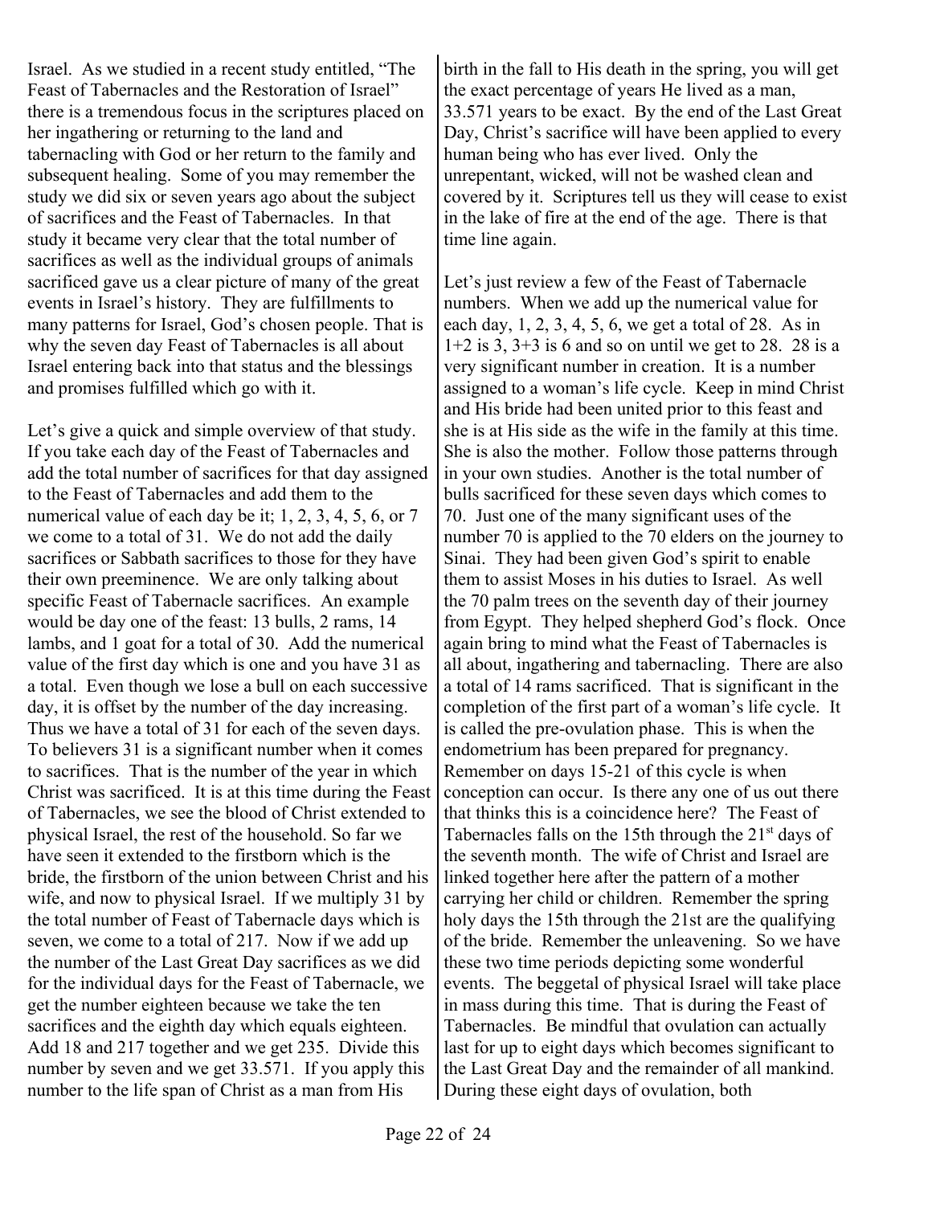Israel. As we studied in a recent study entitled, "The Feast of Tabernacles and the Restoration of Israel" there is a tremendous focus in the scriptures placed on her ingathering or returning to the land and tabernacling with God or her return to the family and subsequent healing. Some of you may remember the study we did six or seven years ago about the subject of sacrifices and the Feast of Tabernacles. In that study it became very clear that the total number of sacrifices as well as the individual groups of animals sacrificed gave us a clear picture of many of the great events in Israel's history. They are fulfillments to many patterns for Israel, God's chosen people. That is why the seven day Feast of Tabernacles is all about Israel entering back into that status and the blessings and promises fulfilled which go with it.

Let's give a quick and simple overview of that study. If you take each day of the Feast of Tabernacles and add the total number of sacrifices for that day assigned to the Feast of Tabernacles and add them to the numerical value of each day be it; 1, 2, 3, 4, 5, 6, or 7 we come to a total of 31. We do not add the daily sacrifices or Sabbath sacrifices to those for they have their own preeminence. We are only talking about specific Feast of Tabernacle sacrifices. An example would be day one of the feast: 13 bulls, 2 rams, 14 lambs, and 1 goat for a total of 30. Add the numerical value of the first day which is one and you have 31 as a total. Even though we lose a bull on each successive day, it is offset by the number of the day increasing. Thus we have a total of 31 for each of the seven days. To believers 31 is a significant number when it comes to sacrifices. That is the number of the year in which Christ was sacrificed. It is at this time during the Feast of Tabernacles, we see the blood of Christ extended to physical Israel, the rest of the household. So far we have seen it extended to the firstborn which is the bride, the firstborn of the union between Christ and his wife, and now to physical Israel. If we multiply 31 by the total number of Feast of Tabernacle days which is seven, we come to a total of 217. Now if we add up the number of the Last Great Day sacrifices as we did for the individual days for the Feast of Tabernacle, we get the number eighteen because we take the ten sacrifices and the eighth day which equals eighteen. Add 18 and 217 together and we get 235. Divide this number by seven and we get 33.571. If you apply this number to the life span of Christ as a man from His birth in the fall to His death in the spring, you will get the exact percentage of years He lived as a man, 33.571 years to be exact. By the end of the Last Great Day, Christ's sacrifice will have been applied to every human being who has ever lived. Only the unrepentant, wicked, will not be washed clean and covered by it. Scriptures tell us they will cease to exist in the lake of fire at the end of the age. There is that time line again.

Let's just review a few of the Feast of Tabernacle numbers. When we add up the numerical value for each day, 1, 2, 3, 4, 5, 6, we get a total of 28. As in 1+2 is 3, 3+3 is 6 and so on until we get to 28. 28 is a very significant number in creation. It is a number assigned to a woman's life cycle. Keep in mind Christ and His bride had been united prior to this feast and she is at His side as the wife in the family at this time. She is also the mother. Follow those patterns through in your own studies. Another is the total number of bulls sacrificed for these seven days which comes to 70. Just one of the many significant uses of the number 70 is applied to the 70 elders on the journey to Sinai. They had been given God's spirit to enable them to assist Moses in his duties to Israel. As well the 70 palm trees on the seventh day of their journey from Egypt. They helped shepherd God's flock. Once again bring to mind what the Feast of Tabernacles is all about, ingathering and tabernacling. There are also a total of 14 rams sacrificed. That is significant in the completion of the first part of a woman's life cycle. It is called the pre-ovulation phase. This is when the endometrium has been prepared for pregnancy. Remember on days 15-21 of this cycle is when conception can occur. Is there any one of us out there that thinks this is a coincidence here? The Feast of Tabernacles falls on the 15th through the 21st days of the seventh month. The wife of Christ and Israel are linked together here after the pattern of a mother carrying her child or children. Remember the spring holy days the 15th through the 21st are the qualifying of the bride. Remember the unleavening. So we have these two time periods depicting some wonderful events. The beggetal of physical Israel will take place in mass during this time. That is during the Feast of Tabernacles. Be mindful that ovulation can actually last for up to eight days which becomes significant to the Last Great Day and the remainder of all mankind. During these eight days of ovulation, both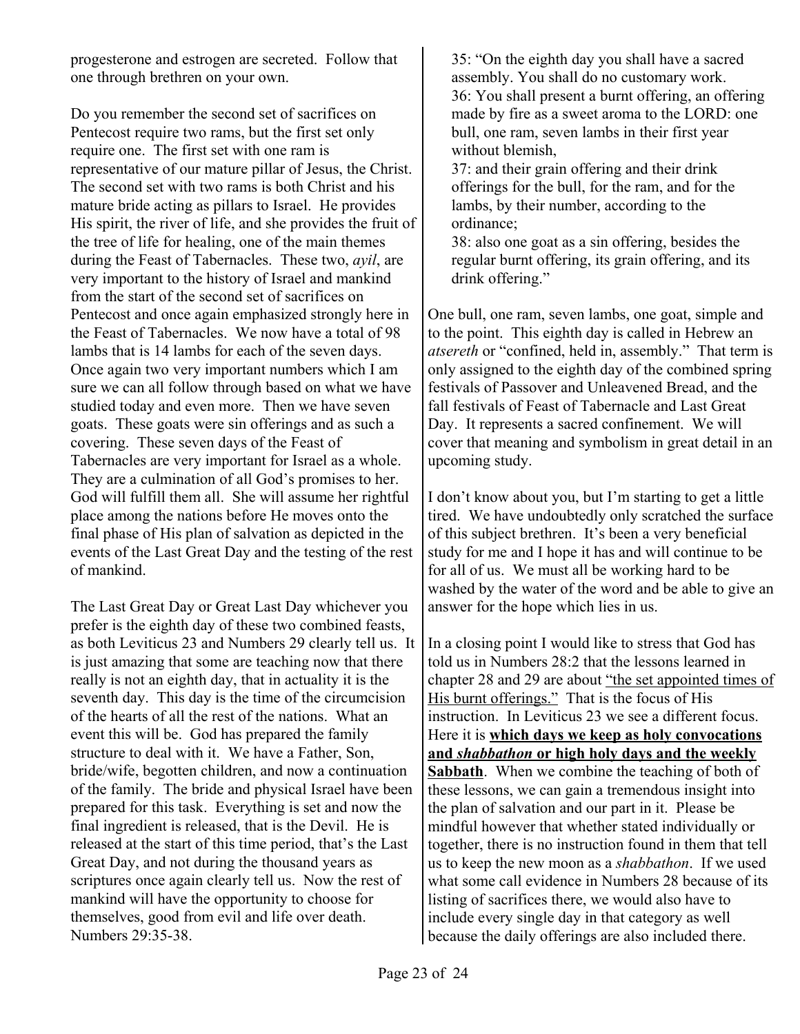progesterone and estrogen are secreted. Follow that one through brethren on your own.

Do you remember the second set of sacrifices on Pentecost require two rams, but the first set only require one. The first set with one ram is representative of our mature pillar of Jesus, the Christ. The second set with two rams is both Christ and his mature bride acting as pillars to Israel. He provides His spirit, the river of life, and she provides the fruit of the tree of life for healing, one of the main themes during the Feast of Tabernacles. These two, *ayil*, are very important to the history of Israel and mankind from the start of the second set of sacrifices on Pentecost and once again emphasized strongly here in the Feast of Tabernacles. We now have a total of 98 lambs that is 14 lambs for each of the seven days. Once again two very important numbers which I am sure we can all follow through based on what we have studied today and even more. Then we have seven goats. These goats were sin offerings and as such a covering. These seven days of the Feast of Tabernacles are very important for Israel as a whole. They are a culmination of all God's promises to her. God will fulfill them all. She will assume her rightful place among the nations before He moves onto the final phase of His plan of salvation as depicted in the events of the Last Great Day and the testing of the rest of mankind.

The Last Great Day or Great Last Day whichever you prefer is the eighth day of these two combined feasts, as both Leviticus 23 and Numbers 29 clearly tell us. It is just amazing that some are teaching now that there really is not an eighth day, that in actuality it is the seventh day. This day is the time of the circumcision of the hearts of all the rest of the nations. What an event this will be. God has prepared the family structure to deal with it. We have a Father, Son, bride/wife, begotten children, and now a continuation of the family. The bride and physical Israel have been prepared for this task. Everything is set and now the final ingredient is released, that is the Devil. He is released at the start of this time period, that's the Last Great Day, and not during the thousand years as scriptures once again clearly tell us. Now the rest of mankind will have the opportunity to choose for themselves, good from evil and life over death. Numbers 29:35-38.

> 35: "On the eighth day you shall have a sacred assembly. You shall do no customary work.
> 36: You shall present a burnt offering, an offering made by fire as a sweet aroma to the LORD: one bull, one ram, seven lambs in their first year without blemish,
> 37: and their grain offering and their drink offerings for the bull, for the ram, and for the lambs, by their number, according to the ordinance;
> 38: also one goat as a sin offering, besides the regular burnt offering, its grain offering, and its drink offering."

One bull, one ram, seven lambs, one goat, simple and to the point. This eighth day is called in Hebrew an *atsereth* or "confined, held in, assembly." That term is only assigned to the eighth day of the combined spring festivals of Passover and Unleavened Bread, and the fall festivals of Feast of Tabernacle and Last Great Day. It represents a sacred confinement. We will cover that meaning and symbolism in great detail in an upcoming study.

I don't know about you, but I'm starting to get a little tired. We have undoubtedly only scratched the surface of this subject brethren. It's been a very beneficial study for me and I hope it has and will continue to be for all of us. We must all be working hard to be washed by the water of the word and be able to give an answer for the hope which lies in us.

In a closing point I would like to stress that God has told us in Numbers 28:2 that the lessons learned in chapter 28 and 29 are about <u>"the set appointed times of His burnt offerings."</u> That is the focus of His instruction. In Leviticus 23 we see a different focus. Here it is <u>**which days we keep as holy convocations and *shabbathon* or high holy days and the weekly Sabbath**</u>. When we combine the teaching of both of these lessons, we can gain a tremendous insight into the plan of salvation and our part in it. Please be mindful however that whether stated individually or together, there is no instruction found in them that tell us to keep the new moon as a *shabbathon*. If we used what some call evidence in Numbers 28 because of its listing of sacrifices there, we would also have to include every single day in that category as well because the daily offerings are also included there.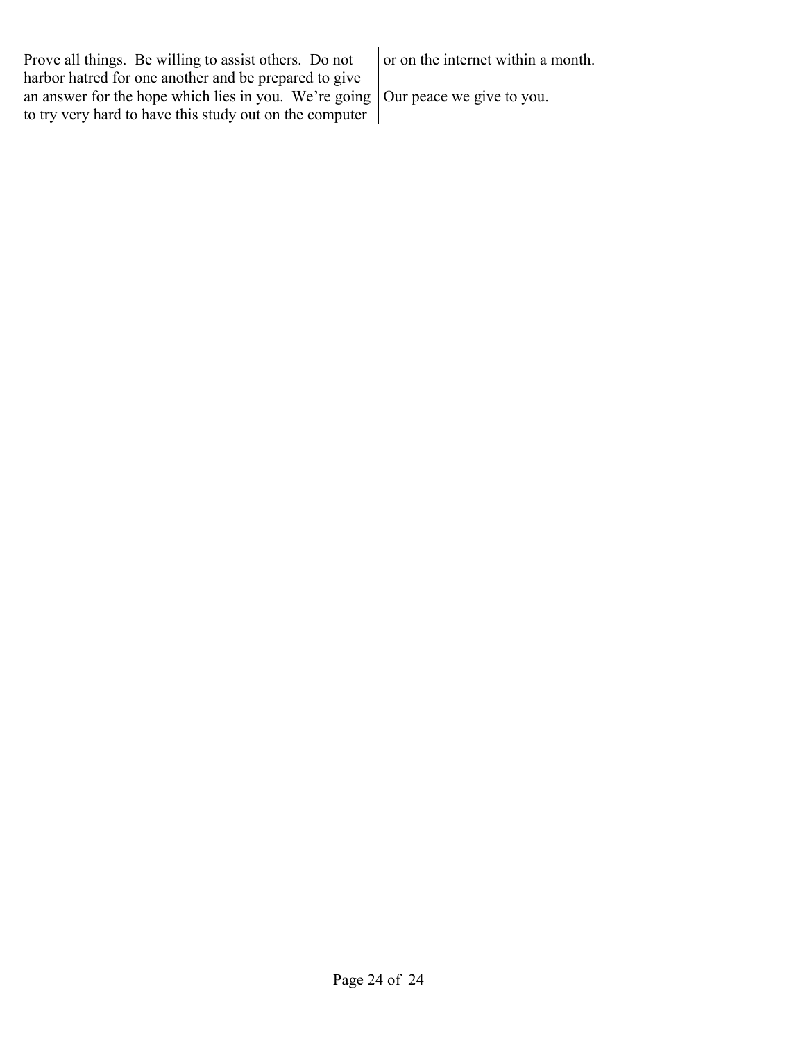Prove all things. Be willing to assist others. Do not harbor hatred for one another and be prepared to give an answer for the hope which lies in you. We're going to try very hard to have this study out on the computer or on the internet within a month.

Our peace we give to you.